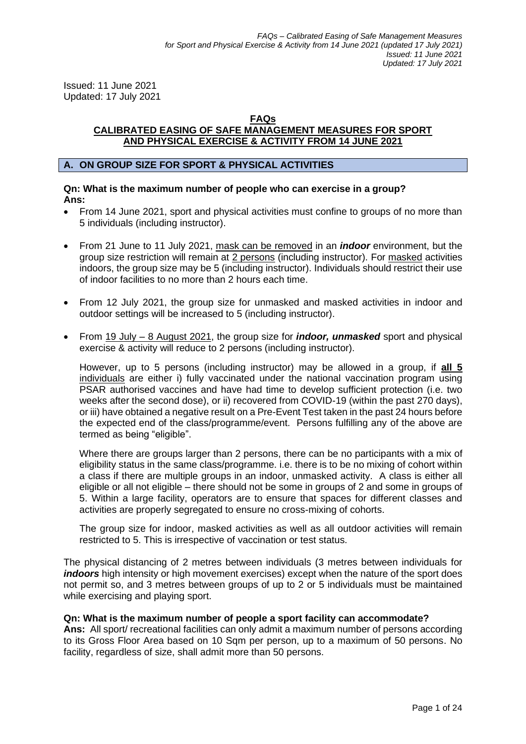Issued: 11 June 2021
Updated: 17 July 2021

## FAQs
## CALIBRATED EASING OF SAFE MANAGEMENT MEASURES FOR SPORT AND PHYSICAL EXERCISE & ACTIVITY FROM 14 JUNE 2021

### A. ON GROUP SIZE FOR SPORT & PHYSICAL ACTIVITIES

**Qn: What is the maximum number of people who can exercise in a group?**
**Ans:**

- From 14 June 2021, sport and physical activities must confine to groups of no more than 5 individuals (including instructor).

- From 21 June to 11 July 2021, mask can be removed in an ***indoor*** environment, but the group size restriction will remain at 2 persons (including instructor). For masked activities indoors, the group size may be 5 (including instructor). Individuals should restrict their use of indoor facilities to no more than 2 hours each time.

- From 12 July 2021, the group size for unmasked and masked activities in indoor and outdoor settings will be increased to 5 (including instructor).

- From 19 July – 8 August 2021, the group size for ***indoor, unmasked*** sport and physical exercise & activity will reduce to 2 persons (including instructor).

  However, up to 5 persons (including instructor) may be allowed in a group, if **all 5** individuals are either i) fully vaccinated under the national vaccination program using PSAR authorised vaccines and have had time to develop sufficient protection (i.e. two weeks after the second dose), or ii) recovered from COVID-19 (within the past 270 days), or iii) have obtained a negative result on a Pre-Event Test taken in the past 24 hours before the expected end of the class/programme/event. Persons fulfilling any of the above are termed as being "eligible".

  Where there are groups larger than 2 persons, there can be no participants with a mix of eligibility status in the same class/programme. i.e. there is to be no mixing of cohort within a class if there are multiple groups in an indoor, unmasked activity. A class is either all eligible or all not eligible – there should not be some in groups of 2 and some in groups of 5. Within a large facility, operators are to ensure that spaces for different classes and activities are properly segregated to ensure no cross-mixing of cohorts.

  The group size for indoor, masked activities as well as all outdoor activities will remain restricted to 5. This is irrespective of vaccination or test status.

The physical distancing of 2 metres between individuals (3 metres between individuals for ***indoors*** high intensity or high movement exercises) except when the nature of the sport does not permit so, and 3 metres between groups of up to 2 or 5 individuals must be maintained while exercising and playing sport.

**Qn: What is the maximum number of people a sport facility can accommodate?**
**Ans:** All sport/ recreational facilities can only admit a maximum number of persons according to its Gross Floor Area based on 10 Sqm per person, up to a maximum of 50 persons. No facility, regardless of size, shall admit more than 50 persons.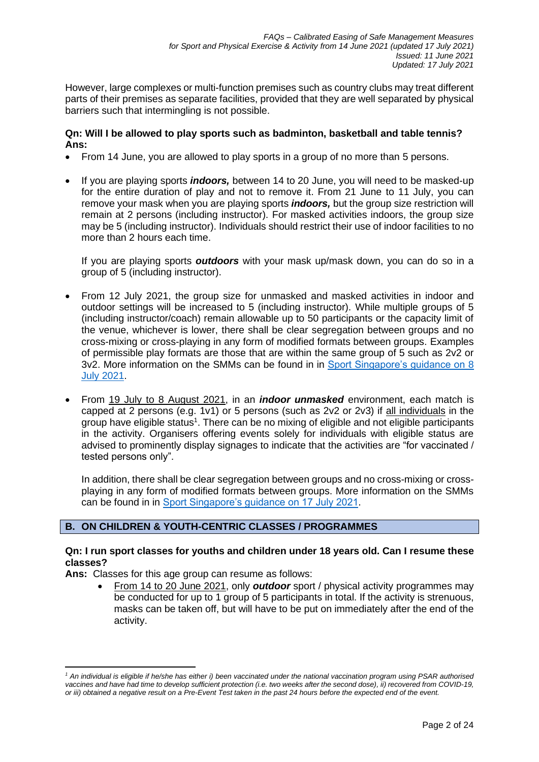However, large complexes or multi-function premises such as country clubs may treat different parts of their premises as separate facilities, provided that they are well separated by physical barriers such that intermingling is not possible.

**Qn: Will I be allowed to play sports such as badminton, basketball and table tennis?**
**Ans:**

- From 14 June, you are allowed to play sports in a group of no more than 5 persons.

- If you are playing sports ***indoors,*** between 14 to 20 June, you will need to be masked-up for the entire duration of play and not to remove it. From 21 June to 11 July, you can remove your mask when you are playing sports ***indoors,*** but the group size restriction will remain at 2 persons (including instructor). For masked activities indoors, the group size may be 5 (including instructor). Individuals should restrict their use of indoor facilities to no more than 2 hours each time.

  If you are playing sports ***outdoors*** with your mask up/mask down, you can do so in a group of 5 (including instructor).

- From 12 July 2021, the group size for unmasked and masked activities in indoor and outdoor settings will be increased to 5 (including instructor). While multiple groups of 5 (including instructor/coach) remain allowable up to 50 participants or the capacity limit of the venue, whichever is lower, there shall be clear segregation between groups and no cross-mixing or cross-playing in any form of modified formats between groups. Examples of permissible play formats are those that are within the same group of 5 such as 2v2 or 3v2. More information on the SMMs can be found in in Sport Singapore's guidance on 8 July 2021.

- From 19 July to 8 August 2021, in an ***indoor unmasked*** environment, each match is capped at 2 persons (e.g. 1v1) or 5 persons (such as 2v2 or 2v3) if all individuals in the group have eligible status[1]. There can be no mixing of eligible and not eligible participants in the activity. Organisers offering events solely for individuals with eligible status are advised to prominently display signages to indicate that the activities are "for vaccinated / tested persons only".

  In addition, there shall be clear segregation between groups and no cross-mixing or cross-playing in any form of modified formats between groups. More information on the SMMs can be found in in Sport Singapore's guidance on 17 July 2021.

## B. ON CHILDREN & YOUTH-CENTRIC CLASSES / PROGRAMMES

**Qn: I run sport classes for youths and children under 18 years old. Can I resume these classes?**
**Ans:** Classes for this age group can resume as follows:

- From 14 to 20 June 2021, only ***outdoor*** sport / physical activity programmes may be conducted for up to 1 group of 5 participants in total. If the activity is strenuous, masks can be taken off, but will have to be put on immediately after the end of the activity.

---

[1] *An individual is eligible if he/she has either i) been vaccinated under the national vaccination program using PSAR authorised vaccines and have had time to develop sufficient protection (i.e. two weeks after the second dose), ii) recovered from COVID-19, or iii) obtained a negative result on a Pre-Event Test taken in the past 24 hours before the expected end of the event.*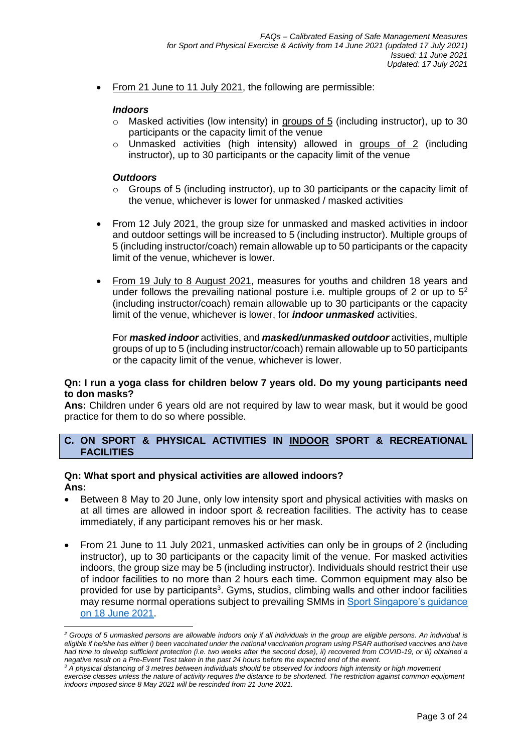- From 21 June to 11 July 2021, the following are permissible:

  ***Indoors***

  - Masked activities (low intensity) in groups of 5 (including instructor), up to 30 participants or the capacity limit of the venue
  - Unmasked activities (high intensity) allowed in groups of 2 (including instructor), up to 30 participants or the capacity limit of the venue

  ***Outdoors***

  - Groups of 5 (including instructor), up to 30 participants or the capacity limit of the venue, whichever is lower for unmasked / masked activities

- From 12 July 2021, the group size for unmasked and masked activities in indoor and outdoor settings will be increased to 5 (including instructor). Multiple groups of 5 (including instructor/coach) remain allowable up to 50 participants or the capacity limit of the venue, whichever is lower.

- From 19 July to 8 August 2021, measures for youths and children 18 years and under follows the prevailing national posture i.e. multiple groups of 2 or up to 5[2] (including instructor/coach) remain allowable up to 30 participants or the capacity limit of the venue, whichever is lower, for ***indoor unmasked*** activities.

  For ***masked indoor*** activities, and ***masked/unmasked outdoor*** activities, multiple groups of up to 5 (including instructor/coach) remain allowable up to 50 participants or the capacity limit of the venue, whichever is lower.

**Qn: I run a yoga class for children below 7 years old. Do my young participants need to don masks?**
**Ans:** Children under 6 years old are not required by law to wear mask, but it would be good practice for them to do so where possible.

## C. ON SPORT & PHYSICAL ACTIVITIES IN INDOOR SPORT & RECREATIONAL FACILITIES

**Qn: What sport and physical activities are allowed indoors?**
**Ans:**

- Between 8 May to 20 June, only low intensity sport and physical activities with masks on at all times are allowed in indoor sport & recreation facilities. The activity has to cease immediately, if any participant removes his or her mask.

- From 21 June to 11 July 2021, unmasked activities can only be in groups of 2 (including instructor), up to 30 participants or the capacity limit of the venue. For masked activities indoors, the group size may be 5 (including instructor). Individuals should restrict their use of indoor facilities to no more than 2 hours each time. Common equipment may also be provided for use by participants[3]. Gyms, studios, climbing walls and other indoor facilities may resume normal operations subject to prevailing SMMs in Sport Singapore's guidance on 18 June 2021.

---

*[2] Groups of 5 unmasked persons are allowable indoors only if all individuals in the group are eligible persons. An individual is eligible if he/she has either i) been vaccinated under the national vaccination program using PSAR authorised vaccines and have had time to develop sufficient protection (i.e. two weeks after the second dose), ii) recovered from COVID-19, or iii) obtained a negative result on a Pre-Event Test taken in the past 24 hours before the expected end of the event.*

*[3] A physical distancing of 3 metres between individuals should be observed for indoors high intensity or high movement exercise classes unless the nature of activity requires the distance to be shortened. The restriction against common equipment indoors imposed since 8 May 2021 will be rescinded from 21 June 2021.*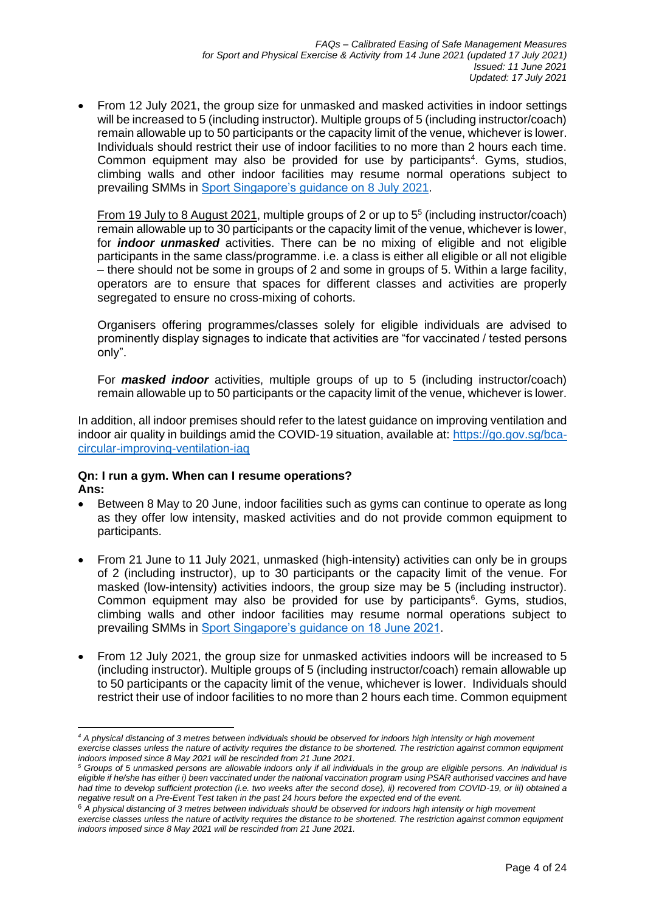- From 12 July 2021, the group size for unmasked and masked activities in indoor settings will be increased to 5 (including instructor). Multiple groups of 5 (including instructor/coach) remain allowable up to 50 participants or the capacity limit of the venue, whichever is lower. Individuals should restrict their use of indoor facilities to no more than 2 hours each time. Common equipment may also be provided for use by participants[4]. Gyms, studios, climbing walls and other indoor facilities may resume normal operations subject to prevailing SMMs in [Sport Singapore's guidance on 8 July 2021](#).

  From 19 July to 8 August 2021, multiple groups of 2 or up to 5[5] (including instructor/coach) remain allowable up to 30 participants or the capacity limit of the venue, whichever is lower, for ***indoor unmasked*** activities. There can be no mixing of eligible and not eligible participants in the same class/programme. i.e. a class is either all eligible or all not eligible – there should not be some in groups of 2 and some in groups of 5. Within a large facility, operators are to ensure that spaces for different classes and activities are properly segregated to ensure no cross-mixing of cohorts.

  Organisers offering programmes/classes solely for eligible individuals are advised to prominently display signages to indicate that activities are "for vaccinated / tested persons only".

  For ***masked indoor*** activities, multiple groups of up to 5 (including instructor/coach) remain allowable up to 50 participants or the capacity limit of the venue, whichever is lower.

In addition, all indoor premises should refer to the latest guidance on improving ventilation and indoor air quality in buildings amid the COVID-19 situation, available at: [https://go.gov.sg/bca-circular-improving-ventilation-iaq](https://go.gov.sg/bca-circular-improving-ventilation-iaq)

**Qn: I run a gym. When can I resume operations?**
**Ans:**

- Between 8 May to 20 June, indoor facilities such as gyms can continue to operate as long as they offer low intensity, masked activities and do not provide common equipment to participants.

- From 21 June to 11 July 2021, unmasked (high-intensity) activities can only be in groups of 2 (including instructor), up to 30 participants or the capacity limit of the venue. For masked (low-intensity) activities indoors, the group size may be 5 (including instructor). Common equipment may also be provided for use by participants[6]. Gyms, studios, climbing walls and other indoor facilities may resume normal operations subject to prevailing SMMs in [Sport Singapore's guidance on 18 June 2021](#).

- From 12 July 2021, the group size for unmasked activities indoors will be increased to 5 (including instructor). Multiple groups of 5 (including instructor/coach) remain allowable up to 50 participants or the capacity limit of the venue, whichever is lower. Individuals should restrict their use of indoor facilities to no more than 2 hours each time. Common equipment

---

[4] *A physical distancing of 3 metres between individuals should be observed for indoors high intensity or high movement exercise classes unless the nature of activity requires the distance to be shortened. The restriction against common equipment indoors imposed since 8 May 2021 will be rescinded from 21 June 2021.*

[5] *Groups of 5 unmasked persons are allowable indoors only if all individuals in the group are eligible persons. An individual is eligible if he/she has either i) been vaccinated under the national vaccination program using PSAR authorised vaccines and have had time to develop sufficient protection (i.e. two weeks after the second dose), ii) recovered from COVID-19, or iii) obtained a negative result on a Pre-Event Test taken in the past 24 hours before the expected end of the event.*

[6] *A physical distancing of 3 metres between individuals should be observed for indoors high intensity or high movement exercise classes unless the nature of activity requires the distance to be shortened. The restriction against common equipment indoors imposed since 8 May 2021 will be rescinded from 21 June 2021.*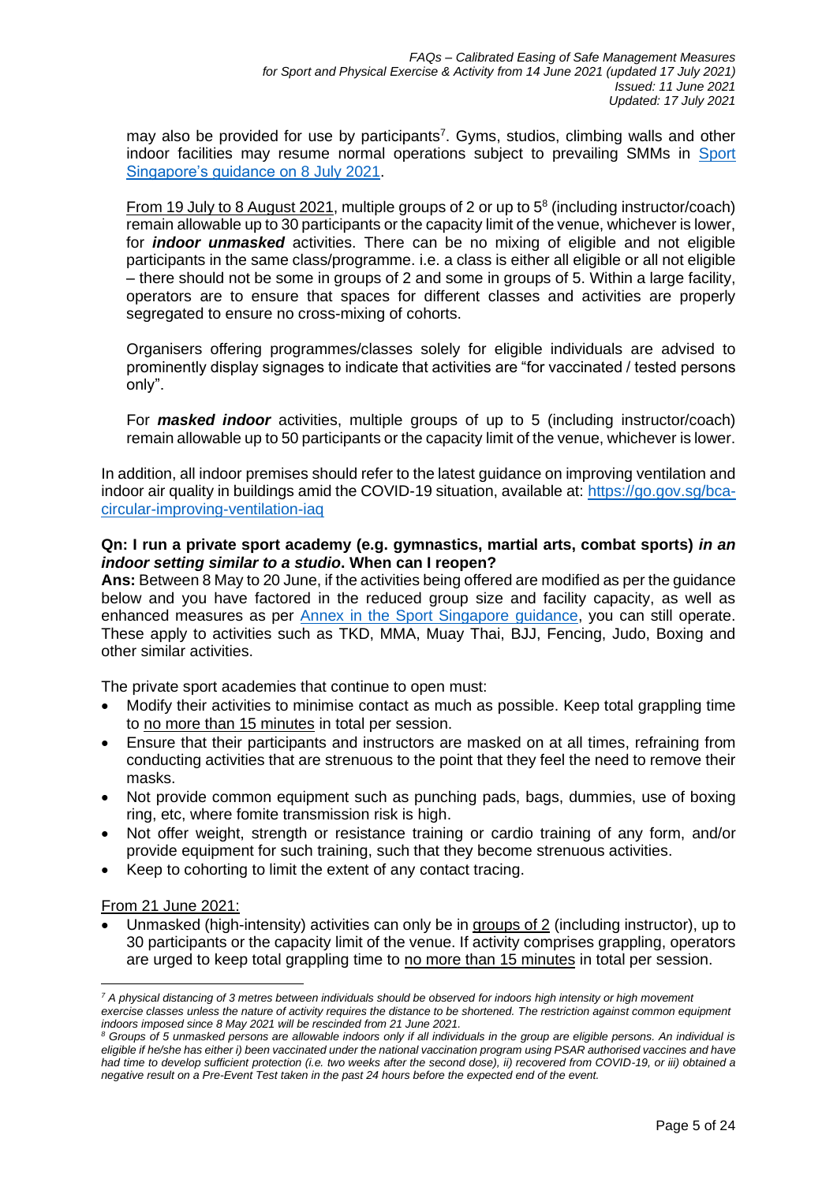may also be provided for use by participants[7]. Gyms, studios, climbing walls and other indoor facilities may resume normal operations subject to prevailing SMMs in [Sport Singapore's guidance on 8 July 2021](#).

From 19 July to 8 August 2021, multiple groups of 2 or up to 5[8] (including instructor/coach) remain allowable up to 30 participants or the capacity limit of the venue, whichever is lower, for ***indoor unmasked*** activities. There can be no mixing of eligible and not eligible participants in the same class/programme. i.e. a class is either all eligible or all not eligible – there should not be some in groups of 2 and some in groups of 5. Within a large facility, operators are to ensure that spaces for different classes and activities are properly segregated to ensure no cross-mixing of cohorts.

Organisers offering programmes/classes solely for eligible individuals are advised to prominently display signages to indicate that activities are "for vaccinated / tested persons only".

For ***masked indoor*** activities, multiple groups of up to 5 (including instructor/coach) remain allowable up to 50 participants or the capacity limit of the venue, whichever is lower.

In addition, all indoor premises should refer to the latest guidance on improving ventilation and indoor air quality in buildings amid the COVID-19 situation, available at: https://go.gov.sg/bca-circular-improving-ventilation-iaq

**Qn: I run a private sport academy (e.g. gymnastics, martial arts, combat sports) *in an indoor setting similar to a studio*. When can I reopen?**
**Ans:** Between 8 May to 20 June, if the activities being offered are modified as per the guidance below and you have factored in the reduced group size and facility capacity, as well as enhanced measures as per [Annex in the Sport Singapore guidance](#), you can still operate. These apply to activities such as TKD, MMA, Muay Thai, BJJ, Fencing, Judo, Boxing and other similar activities.

The private sport academies that continue to open must:

- Modify their activities to minimise contact as much as possible. Keep total grappling time to no more than 15 minutes in total per session.
- Ensure that their participants and instructors are masked on at all times, refraining from conducting activities that are strenuous to the point that they feel the need to remove their masks.
- Not provide common equipment such as punching pads, bags, dummies, use of boxing ring, etc, where fomite transmission risk is high.
- Not offer weight, strength or resistance training or cardio training of any form, and/or provide equipment for such training, such that they become strenuous activities.
- Keep to cohorting to limit the extent of any contact tracing.

From 21 June 2021:

- Unmasked (high-intensity) activities can only be in groups of 2 (including instructor), up to 30 participants or the capacity limit of the venue. If activity comprises grappling, operators are urged to keep total grappling time to no more than 15 minutes in total per session.

---

*[7] A physical distancing of 3 metres between individuals should be observed for indoors high intensity or high movement exercise classes unless the nature of activity requires the distance to be shortened. The restriction against common equipment indoors imposed since 8 May 2021 will be rescinded from 21 June 2021.*

*[8] Groups of 5 unmasked persons are allowable indoors only if all individuals in the group are eligible persons. An individual is eligible if he/she has either i) been vaccinated under the national vaccination program using PSAR authorised vaccines and have had time to develop sufficient protection (i.e. two weeks after the second dose), ii) recovered from COVID-19, or iii) obtained a negative result on a Pre-Event Test taken in the past 24 hours before the expected end of the event.*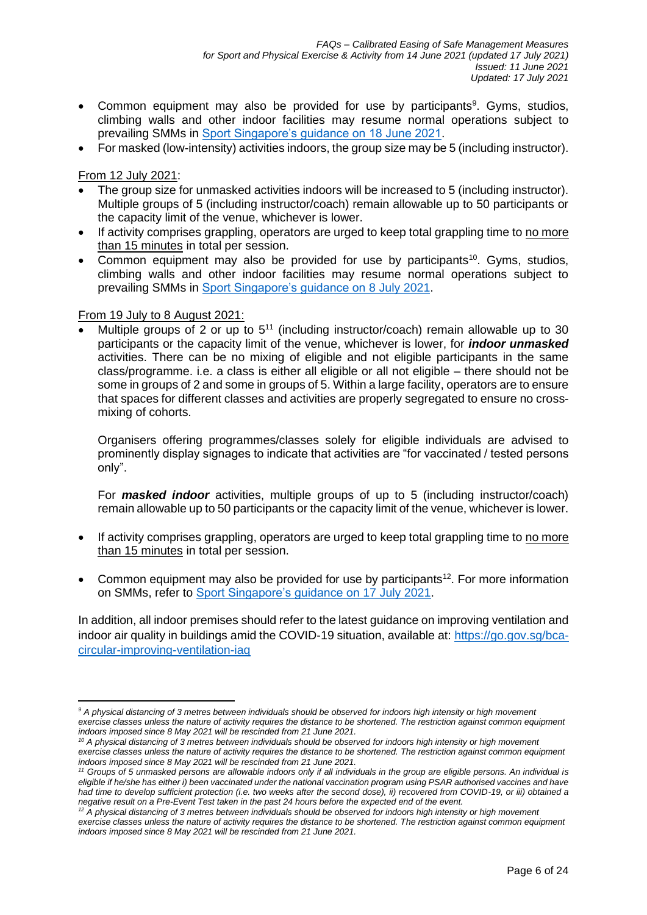- Common equipment may also be provided for use by participants[9]. Gyms, studios, climbing walls and other indoor facilities may resume normal operations subject to prevailing SMMs in [Sport Singapore's guidance on 18 June 2021]().
- For masked (low-intensity) activities indoors, the group size may be 5 (including instructor).

From 12 July 2021:

- The group size for unmasked activities indoors will be increased to 5 (including instructor). Multiple groups of 5 (including instructor/coach) remain allowable up to 50 participants or the capacity limit of the venue, whichever is lower.
- If activity comprises grappling, operators are urged to keep total grappling time to no more than 15 minutes in total per session.
- Common equipment may also be provided for use by participants[10]. Gyms, studios, climbing walls and other indoor facilities may resume normal operations subject to prevailing SMMs in [Sport Singapore's guidance on 8 July 2021]().

From 19 July to 8 August 2021:

- Multiple groups of 2 or up to 5[11] (including instructor/coach) remain allowable up to 30 participants or the capacity limit of the venue, whichever is lower, for ***indoor unmasked*** activities. There can be no mixing of eligible and not eligible participants in the same class/programme. i.e. a class is either all eligible or all not eligible – there should not be some in groups of 2 and some in groups of 5. Within a large facility, operators are to ensure that spaces for different classes and activities are properly segregated to ensure no cross-mixing of cohorts.

  Organisers offering programmes/classes solely for eligible individuals are advised to prominently display signages to indicate that activities are "for vaccinated / tested persons only".

  For ***masked indoor*** activities, multiple groups of up to 5 (including instructor/coach) remain allowable up to 50 participants or the capacity limit of the venue, whichever is lower.

- If activity comprises grappling, operators are urged to keep total grappling time to no more than 15 minutes in total per session.

- Common equipment may also be provided for use by participants[12]. For more information on SMMs, refer to [Sport Singapore's guidance on 17 July 2021]().

In addition, all indoor premises should refer to the latest guidance on improving ventilation and indoor air quality in buildings amid the COVID-19 situation, available at: [https://go.gov.sg/bca-circular-improving-ventilation-iaq](https://go.gov.sg/bca-circular-improving-ventilation-iaq)

---

*[9] A physical distancing of 3 metres between individuals should be observed for indoors high intensity or high movement exercise classes unless the nature of activity requires the distance to be shortened. The restriction against common equipment indoors imposed since 8 May 2021 will be rescinded from 21 June 2021.*

*[10] A physical distancing of 3 metres between individuals should be observed for indoors high intensity or high movement exercise classes unless the nature of activity requires the distance to be shortened. The restriction against common equipment indoors imposed since 8 May 2021 will be rescinded from 21 June 2021.*

*[11] Groups of 5 unmasked persons are allowable indoors only if all individuals in the group are eligible persons. An individual is eligible if he/she has either i) been vaccinated under the national vaccination program using PSAR authorised vaccines and have had time to develop sufficient protection (i.e. two weeks after the second dose), ii) recovered from COVID-19, or iii) obtained a negative result on a Pre-Event Test taken in the past 24 hours before the expected end of the event.*

*[12] A physical distancing of 3 metres between individuals should be observed for indoors high intensity or high movement exercise classes unless the nature of activity requires the distance to be shortened. The restriction against common equipment indoors imposed since 8 May 2021 will be rescinded from 21 June 2021.*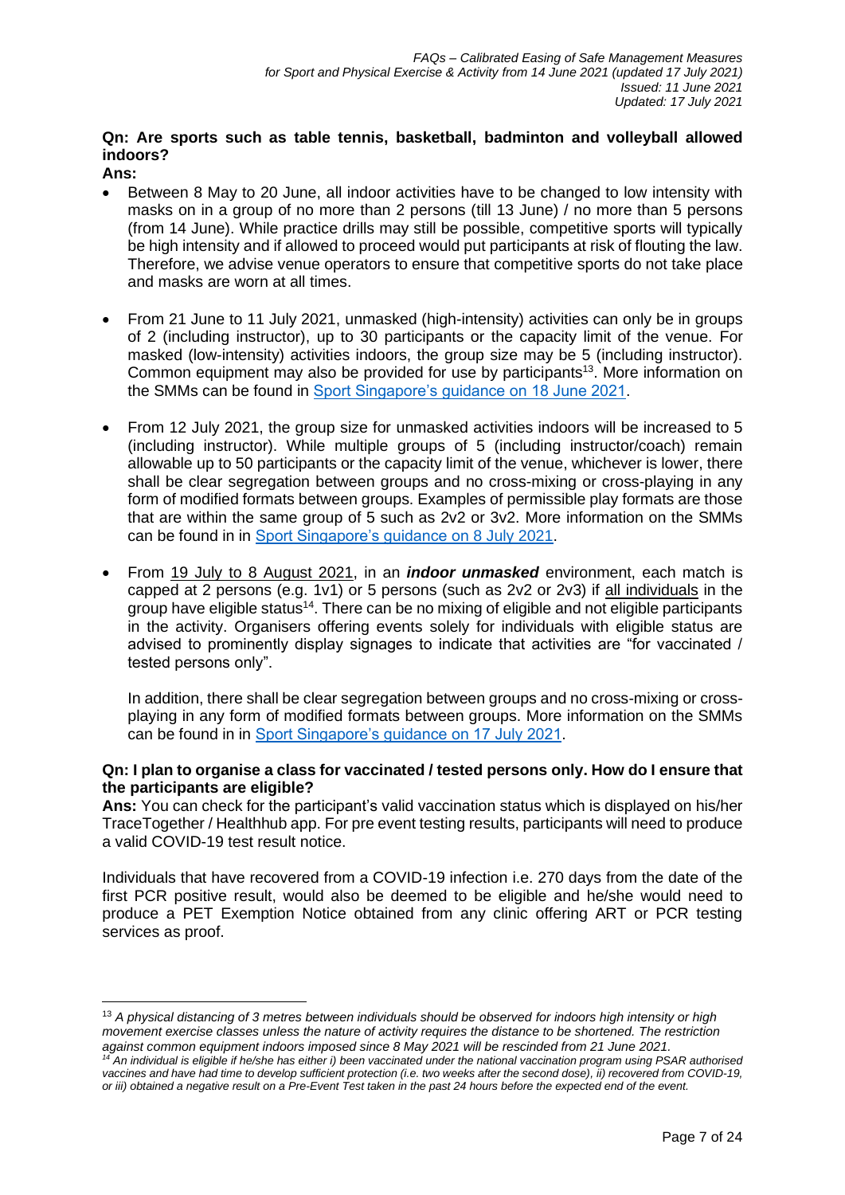**Qn: Are sports such as table tennis, basketball, badminton and volleyball allowed indoors?**

**Ans:**

- Between 8 May to 20 June, all indoor activities have to be changed to low intensity with masks on in a group of no more than 2 persons (till 13 June) / no more than 5 persons (from 14 June). While practice drills may still be possible, competitive sports will typically be high intensity and if allowed to proceed would put participants at risk of flouting the law. Therefore, we advise venue operators to ensure that competitive sports do not take place and masks are worn at all times.

- From 21 June to 11 July 2021, unmasked (high-intensity) activities can only be in groups of 2 (including instructor), up to 30 participants or the capacity limit of the venue. For masked (low-intensity) activities indoors, the group size may be 5 (including instructor). Common equipment may also be provided for use by participants[13]. More information on the SMMs can be found in Sport Singapore's guidance on 18 June 2021.

- From 12 July 2021, the group size for unmasked activities indoors will be increased to 5 (including instructor). While multiple groups of 5 (including instructor/coach) remain allowable up to 50 participants or the capacity limit of the venue, whichever is lower, there shall be clear segregation between groups and no cross-mixing or cross-playing in any form of modified formats between groups. Examples of permissible play formats are those that are within the same group of 5 such as 2v2 or 3v2. More information on the SMMs can be found in in Sport Singapore's guidance on 8 July 2021.

- From 19 July to 8 August 2021, in an ***indoor unmasked*** environment, each match is capped at 2 persons (e.g. 1v1) or 5 persons (such as 2v2 or 2v3) if all individuals in the group have eligible status[14]. There can be no mixing of eligible and not eligible participants in the activity. Organisers offering events solely for individuals with eligible status are advised to prominently display signages to indicate that activities are "for vaccinated / tested persons only".

  In addition, there shall be clear segregation between groups and no cross-mixing or cross-playing in any form of modified formats between groups. More information on the SMMs can be found in in Sport Singapore's guidance on 17 July 2021.

**Qn: I plan to organise a class for vaccinated / tested persons only. How do I ensure that the participants are eligible?**

**Ans:** You can check for the participant's valid vaccination status which is displayed on his/her TraceTogether / Healthhub app. For pre event testing results, participants will need to produce a valid COVID-19 test result notice.

Individuals that have recovered from a COVID-19 infection i.e. 270 days from the date of the first PCR positive result, would also be deemed to be eligible and he/she would need to produce a PET Exemption Notice obtained from any clinic offering ART or PCR testing services as proof.

---

[13] *A physical distancing of 3 metres between individuals should be observed for indoors high intensity or high movement exercise classes unless the nature of activity requires the distance to be shortened. The restriction against common equipment indoors imposed since 8 May 2021 will be rescinded from 21 June 2021.*

[14] *An individual is eligible if he/she has either i) been vaccinated under the national vaccination program using PSAR authorised vaccines and have had time to develop sufficient protection (i.e. two weeks after the second dose), ii) recovered from COVID-19, or iii) obtained a negative result on a Pre-Event Test taken in the past 24 hours before the expected end of the event.*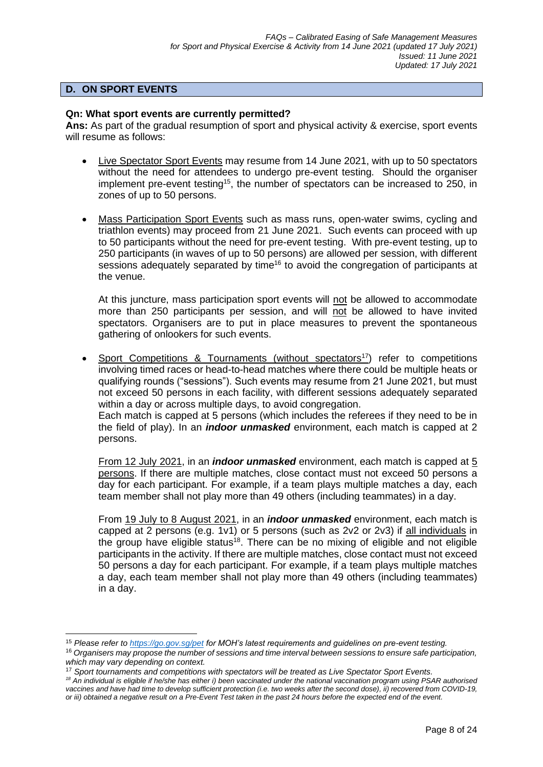## D. ON SPORT EVENTS

**Qn: What sport events are currently permitted?**

**Ans:** As part of the gradual resumption of sport and physical activity & exercise, sport events will resume as follows:

- Live Spectator Sport Events may resume from 14 June 2021, with up to 50 spectators without the need for attendees to undergo pre-event testing. Should the organiser implement pre-event testing[15], the number of spectators can be increased to 250, in zones of up to 50 persons.

- Mass Participation Sport Events such as mass runs, open-water swims, cycling and triathlon events) may proceed from 21 June 2021. Such events can proceed with up to 50 participants without the need for pre-event testing. With pre-event testing, up to 250 participants (in waves of up to 50 persons) are allowed per session, with different sessions adequately separated by time[16] to avoid the congregation of participants at the venue.

  At this juncture, mass participation sport events will not be allowed to accommodate more than 250 participants per session, and will not be allowed to have invited spectators. Organisers are to put in place measures to prevent the spontaneous gathering of onlookers for such events.

- Sport Competitions & Tournaments (without spectators[17]) refer to competitions involving timed races or head-to-head matches where there could be multiple heats or qualifying rounds ("sessions"). Such events may resume from 21 June 2021, but must not exceed 50 persons in each facility, with different sessions adequately separated within a day or across multiple days, to avoid congregation.
  Each match is capped at 5 persons (which includes the referees if they need to be in the field of play). In an ***indoor unmasked*** environment, each match is capped at 2 persons.

  From 12 July 2021, in an ***indoor unmasked*** environment, each match is capped at 5 persons. If there are multiple matches, close contact must not exceed 50 persons a day for each participant. For example, if a team plays multiple matches a day, each team member shall not play more than 49 others (including teammates) in a day.

  From 19 July to 8 August 2021, in an ***indoor unmasked*** environment, each match is capped at 2 persons (e.g. 1v1) or 5 persons (such as 2v2 or 2v3) if all individuals in the group have eligible status[18]. There can be no mixing of eligible and not eligible participants in the activity. If there are multiple matches, close contact must not exceed 50 persons a day for each participant. For example, if a team plays multiple matches a day, each team member shall not play more than 49 others (including teammates) in a day.

---

[15] *Please refer to https://go.gov.sg/pet for MOH's latest requirements and guidelines on pre-event testing.*

[16] *Organisers may propose the number of sessions and time interval between sessions to ensure safe participation, which may vary depending on context.*

[17] *Sport tournaments and competitions with spectators will be treated as Live Spectator Sport Events.*

[18] *An individual is eligible if he/she has either i) been vaccinated under the national vaccination program using PSAR authorised vaccines and have had time to develop sufficient protection (i.e. two weeks after the second dose), ii) recovered from COVID-19, or iii) obtained a negative result on a Pre-Event Test taken in the past 24 hours before the expected end of the event.*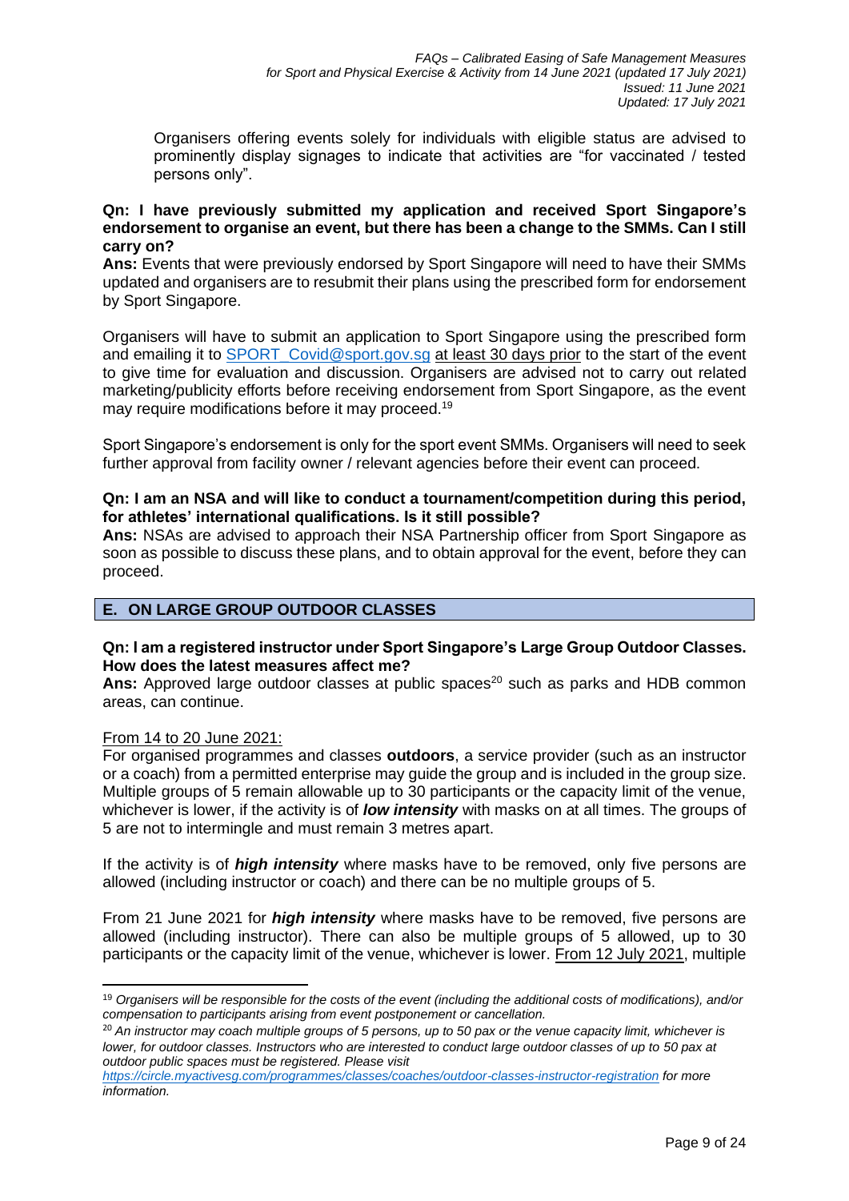Organisers offering events solely for individuals with eligible status are advised to prominently display signages to indicate that activities are "for vaccinated / tested persons only".

**Qn: I have previously submitted my application and received Sport Singapore's endorsement to organise an event, but there has been a change to the SMMs. Can I still carry on?**
**Ans:** Events that were previously endorsed by Sport Singapore will need to have their SMMs updated and organisers are to resubmit their plans using the prescribed form for endorsement by Sport Singapore.

Organisers will have to submit an application to Sport Singapore using the prescribed form and emailing it to SPORT_Covid@sport.gov.sg at least 30 days prior to the start of the event to give time for evaluation and discussion. Organisers are advised not to carry out related marketing/publicity efforts before receiving endorsement from Sport Singapore, as the event may require modifications before it may proceed.[19]

Sport Singapore's endorsement is only for the sport event SMMs. Organisers will need to seek further approval from facility owner / relevant agencies before their event can proceed.

**Qn: I am an NSA and will like to conduct a tournament/competition during this period, for athletes' international qualifications. Is it still possible?**
**Ans:** NSAs are advised to approach their NSA Partnership officer from Sport Singapore as soon as possible to discuss these plans, and to obtain approval for the event, before they can proceed.

## E. ON LARGE GROUP OUTDOOR CLASSES

**Qn: I am a registered instructor under Sport Singapore's Large Group Outdoor Classes. How does the latest measures affect me?**
**Ans:** Approved large outdoor classes at public spaces[20] such as parks and HDB common areas, can continue.

From 14 to 20 June 2021:
For organised programmes and classes **outdoors**, a service provider (such as an instructor or a coach) from a permitted enterprise may guide the group and is included in the group size. Multiple groups of 5 remain allowable up to 30 participants or the capacity limit of the venue, whichever is lower, if the activity is of ***low intensity*** with masks on at all times. The groups of 5 are not to intermingle and must remain 3 metres apart.

If the activity is of ***high intensity*** where masks have to be removed, only five persons are allowed (including instructor or coach) and there can be no multiple groups of 5.

From 21 June 2021 for ***high intensity*** where masks have to be removed, five persons are allowed (including instructor). There can also be multiple groups of 5 allowed, up to 30 participants or the capacity limit of the venue, whichever is lower. From 12 July 2021, multiple

---

[19] *Organisers will be responsible for the costs of the event (including the additional costs of modifications), and/or compensation to participants arising from event postponement or cancellation.*

[20] *An instructor may coach multiple groups of 5 persons, up to 50 pax or the venue capacity limit, whichever is lower, for outdoor classes. Instructors who are interested to conduct large outdoor classes of up to 50 pax at outdoor public spaces must be registered. Please visit https://circle.myactivesg.com/programmes/classes/coaches/outdoor-classes-instructor-registration for more information.*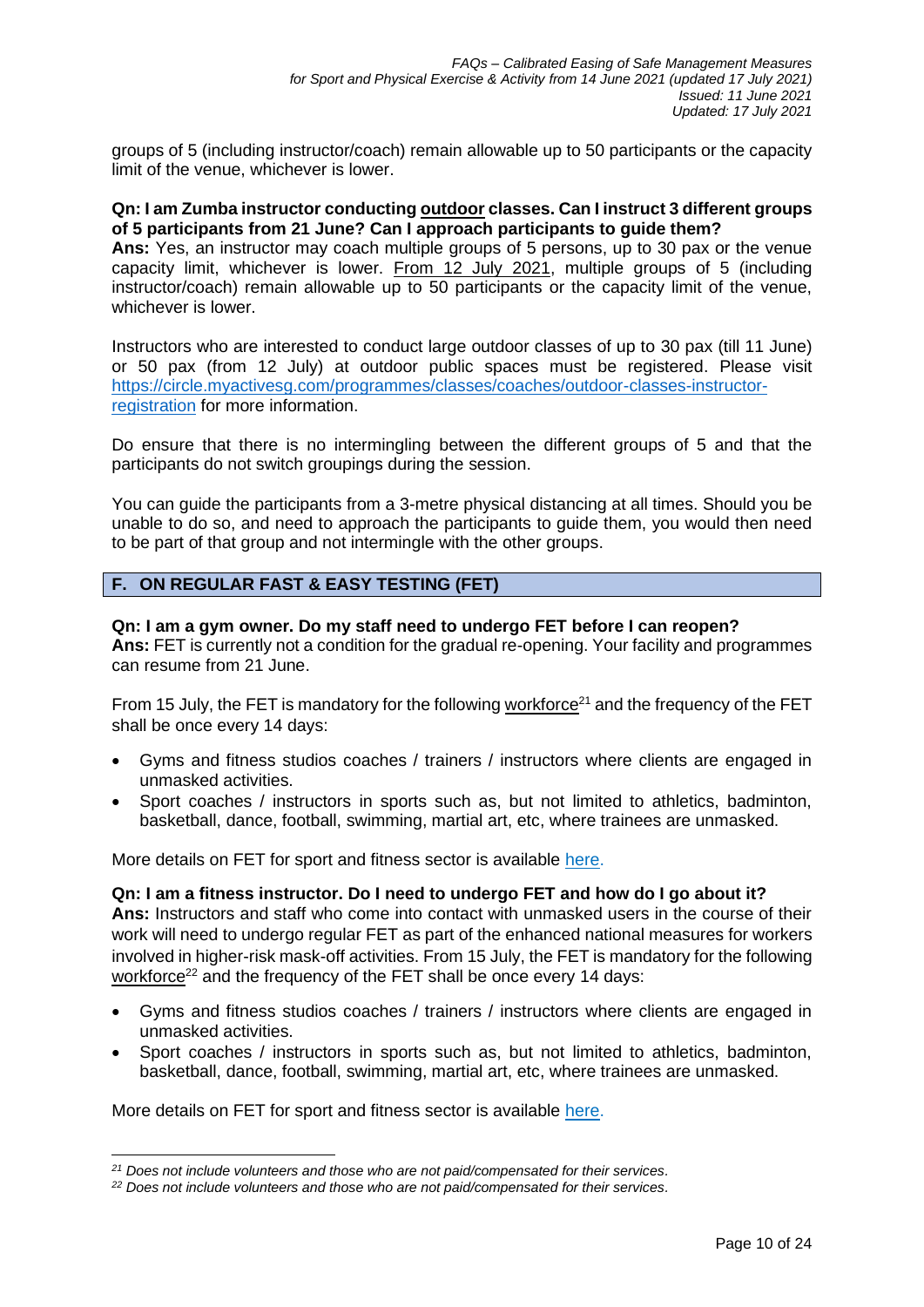groups of 5 (including instructor/coach) remain allowable up to 50 participants or the capacity limit of the venue, whichever is lower.

**Qn: I am Zumba instructor conducting outdoor classes. Can I instruct 3 different groups of 5 participants from 21 June? Can I approach participants to guide them?**
**Ans:** Yes, an instructor may coach multiple groups of 5 persons, up to 30 pax or the venue capacity limit, whichever is lower. From 12 July 2021, multiple groups of 5 (including instructor/coach) remain allowable up to 50 participants or the capacity limit of the venue, whichever is lower.

Instructors who are interested to conduct large outdoor classes of up to 30 pax (till 11 June) or 50 pax (from 12 July) at outdoor public spaces must be registered. Please visit [https://circle.myactivesg.com/programmes/classes/coaches/outdoor-classes-instructor-registration](https://circle.myactivesg.com/programmes/classes/coaches/outdoor-classes-instructor-registration) for more information.

Do ensure that there is no intermingling between the different groups of 5 and that the participants do not switch groupings during the session.

You can guide the participants from a 3-metre physical distancing at all times. Should you be unable to do so, and need to approach the participants to guide them, you would then need to be part of that group and not intermingle with the other groups.

## F. ON REGULAR FAST & EASY TESTING (FET)

**Qn: I am a gym owner. Do my staff need to undergo FET before I can reopen?**
**Ans:** FET is currently not a condition for the gradual re-opening. Your facility and programmes can resume from 21 June.

From 15 July, the FET is mandatory for the following workforce[21] and the frequency of the FET shall be once every 14 days:

- Gyms and fitness studios coaches / trainers / instructors where clients are engaged in unmasked activities.
- Sport coaches / instructors in sports such as, but not limited to athletics, badminton, basketball, dance, football, swimming, martial art, etc, where trainees are unmasked.

More details on FET for sport and fitness sector is available here.

**Qn: I am a fitness instructor. Do I need to undergo FET and how do I go about it?**
**Ans:** Instructors and staff who come into contact with unmasked users in the course of their work will need to undergo regular FET as part of the enhanced national measures for workers involved in higher-risk mask-off activities. From 15 July, the FET is mandatory for the following workforce[22] and the frequency of the FET shall be once every 14 days:

- Gyms and fitness studios coaches / trainers / instructors where clients are engaged in unmasked activities.
- Sport coaches / instructors in sports such as, but not limited to athletics, badminton, basketball, dance, football, swimming, martial art, etc, where trainees are unmasked.

More details on FET for sport and fitness sector is available here.

---

[21] *Does not include volunteers and those who are not paid/compensated for their services.*
[22] *Does not include volunteers and those who are not paid/compensated for their services.*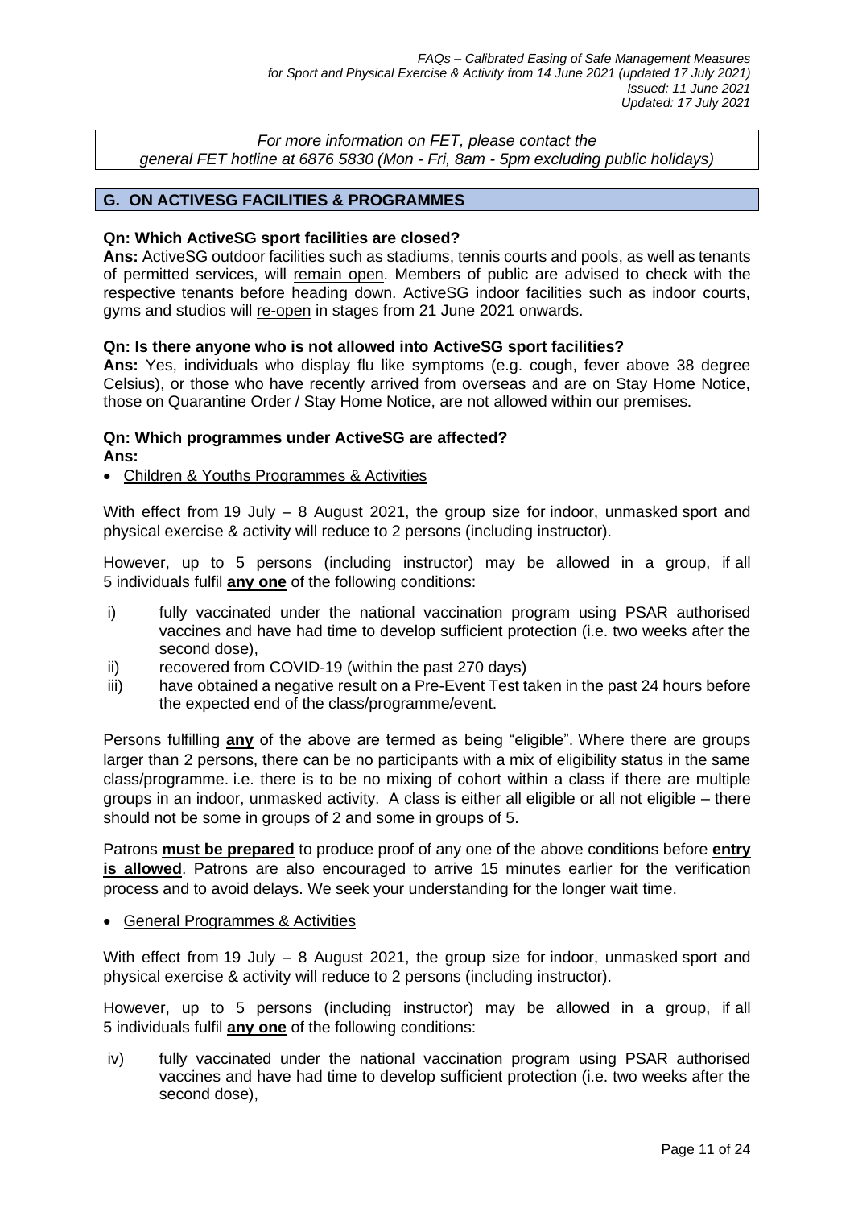*For more information on FET, please contact the general FET hotline at 6876 5830 (Mon - Fri, 8am - 5pm excluding public holidays)*

## G. ON ACTIVESG FACILITIES & PROGRAMMES

**Qn: Which ActiveSG sport facilities are closed?**
**Ans:** ActiveSG outdoor facilities such as stadiums, tennis courts and pools, as well as tenants of permitted services, will remain open. Members of public are advised to check with the respective tenants before heading down. ActiveSG indoor facilities such as indoor courts, gyms and studios will re-open in stages from 21 June 2021 onwards.

**Qn: Is there anyone who is not allowed into ActiveSG sport facilities?**
**Ans:** Yes, individuals who display flu like symptoms (e.g. cough, fever above 38 degree Celsius), or those who have recently arrived from overseas and are on Stay Home Notice, those on Quarantine Order / Stay Home Notice, are not allowed within our premises.

**Qn: Which programmes under ActiveSG are affected?**
**Ans:**

- Children & Youths Programmes & Activities

With effect from 19 July – 8 August 2021, the group size for indoor, unmasked sport and physical exercise & activity will reduce to 2 persons (including instructor).

However, up to 5 persons (including instructor) may be allowed in a group, if all 5 individuals fulfil **any one** of the following conditions:

i) fully vaccinated under the national vaccination program using PSAR authorised vaccines and have had time to develop sufficient protection (i.e. two weeks after the second dose),
ii) recovered from COVID-19 (within the past 270 days)
iii) have obtained a negative result on a Pre-Event Test taken in the past 24 hours before the expected end of the class/programme/event.

Persons fulfilling **any** of the above are termed as being "eligible". Where there are groups larger than 2 persons, there can be no participants with a mix of eligibility status in the same class/programme. i.e. there is to be no mixing of cohort within a class if there are multiple groups in an indoor, unmasked activity. A class is either all eligible or all not eligible – there should not be some in groups of 2 and some in groups of 5.

Patrons **must be prepared** to produce proof of any one of the above conditions before **entry is allowed**. Patrons are also encouraged to arrive 15 minutes earlier for the verification process and to avoid delays. We seek your understanding for the longer wait time.

- General Programmes & Activities

With effect from 19 July – 8 August 2021, the group size for indoor, unmasked sport and physical exercise & activity will reduce to 2 persons (including instructor).

However, up to 5 persons (including instructor) may be allowed in a group, if all 5 individuals fulfil **any one** of the following conditions:

iv) fully vaccinated under the national vaccination program using PSAR authorised vaccines and have had time to develop sufficient protection (i.e. two weeks after the second dose),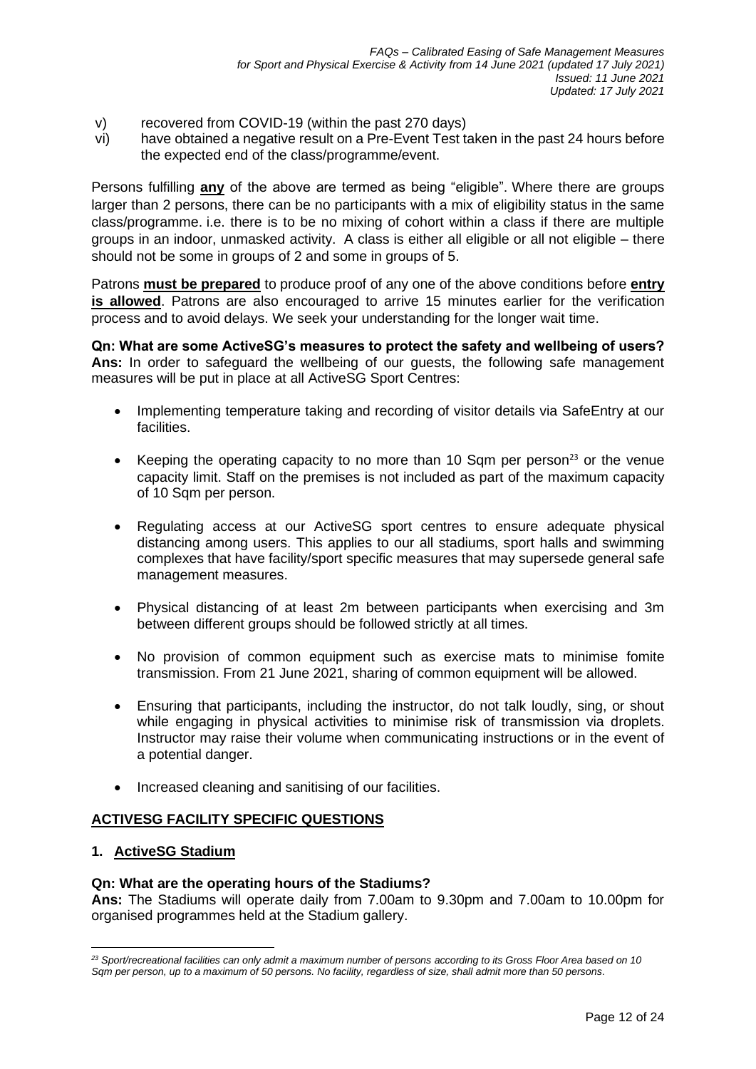v) recovered from COVID-19 (within the past 270 days)

vi) have obtained a negative result on a Pre-Event Test taken in the past 24 hours before the expected end of the class/programme/event.

Persons fulfilling **any** of the above are termed as being "eligible". Where there are groups larger than 2 persons, there can be no participants with a mix of eligibility status in the same class/programme. i.e. there is to be no mixing of cohort within a class if there are multiple groups in an indoor, unmasked activity. A class is either all eligible or all not eligible – there should not be some in groups of 2 and some in groups of 5.

Patrons **must be prepared** to produce proof of any one of the above conditions before **entry is allowed**. Patrons are also encouraged to arrive 15 minutes earlier for the verification process and to avoid delays. We seek your understanding for the longer wait time.

**Qn: What are some ActiveSG's measures to protect the safety and wellbeing of users?**
**Ans:** In order to safeguard the wellbeing of our guests, the following safe management measures will be put in place at all ActiveSG Sport Centres:

- Implementing temperature taking and recording of visitor details via SafeEntry at our facilities.
- Keeping the operating capacity to no more than 10 Sqm per person[23] or the venue capacity limit. Staff on the premises is not included as part of the maximum capacity of 10 Sqm per person.
- Regulating access at our ActiveSG sport centres to ensure adequate physical distancing among users. This applies to our all stadiums, sport halls and swimming complexes that have facility/sport specific measures that may supersede general safe management measures.
- Physical distancing of at least 2m between participants when exercising and 3m between different groups should be followed strictly at all times.
- No provision of common equipment such as exercise mats to minimise fomite transmission. From 21 June 2021, sharing of common equipment will be allowed.
- Ensuring that participants, including the instructor, do not talk loudly, sing, or shout while engaging in physical activities to minimise risk of transmission via droplets. Instructor may raise their volume when communicating instructions or in the event of a potential danger.
- Increased cleaning and sanitising of our facilities.

## ACTIVESG FACILITY SPECIFIC QUESTIONS

### 1. ActiveSG Stadium

**Qn: What are the operating hours of the Stadiums?**
**Ans:** The Stadiums will operate daily from 7.00am to 9.30pm and 7.00am to 10.00pm for organised programmes held at the Stadium gallery.

---

[23] *Sport/recreational facilities can only admit a maximum number of persons according to its Gross Floor Area based on 10 Sqm per person, up to a maximum of 50 persons. No facility, regardless of size, shall admit more than 50 persons.*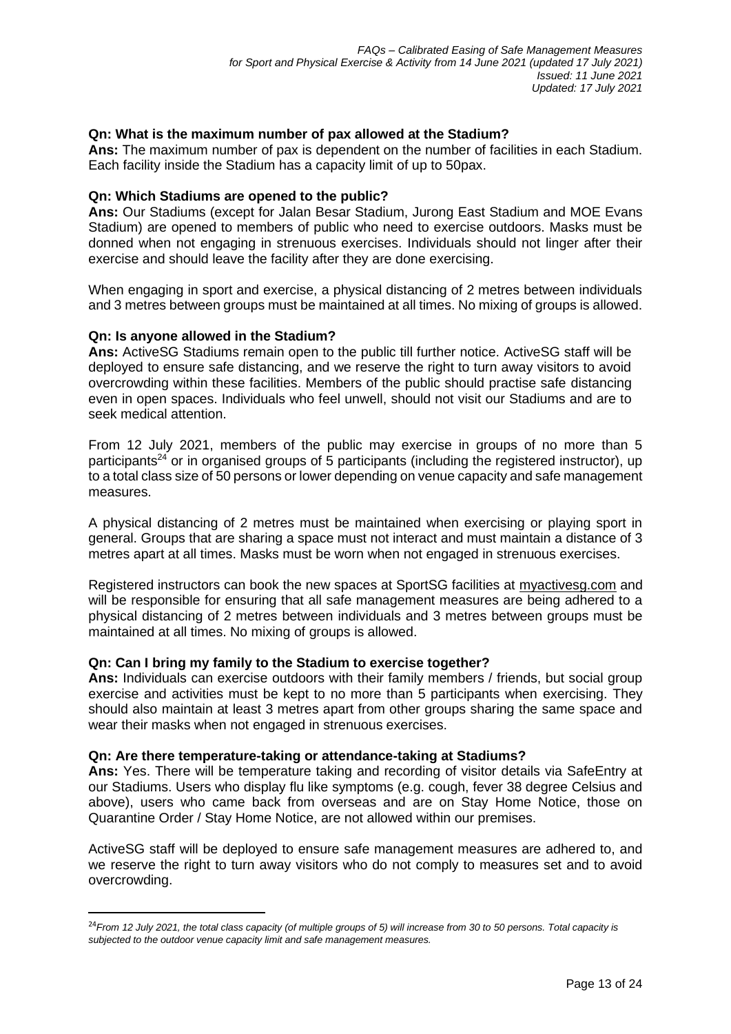**Qn: What is the maximum number of pax allowed at the Stadium?**
**Ans:** The maximum number of pax is dependent on the number of facilities in each Stadium. Each facility inside the Stadium has a capacity limit of up to 50pax.

**Qn: Which Stadiums are opened to the public?**
**Ans:** Our Stadiums (except for Jalan Besar Stadium, Jurong East Stadium and MOE Evans Stadium) are opened to members of public who need to exercise outdoors. Masks must be donned when not engaging in strenuous exercises. Individuals should not linger after their exercise and should leave the facility after they are done exercising.

When engaging in sport and exercise, a physical distancing of 2 metres between individuals and 3 metres between groups must be maintained at all times. No mixing of groups is allowed.

**Qn: Is anyone allowed in the Stadium?**
**Ans:** ActiveSG Stadiums remain open to the public till further notice. ActiveSG staff will be deployed to ensure safe distancing, and we reserve the right to turn away visitors to avoid overcrowding within these facilities. Members of the public should practise safe distancing even in open spaces. Individuals who feel unwell, should not visit our Stadiums and are to seek medical attention.

From 12 July 2021, members of the public may exercise in groups of no more than 5 participants[24] or in organised groups of 5 participants (including the registered instructor), up to a total class size of 50 persons or lower depending on venue capacity and safe management measures.

A physical distancing of 2 metres must be maintained when exercising or playing sport in general. Groups that are sharing a space must not interact and must maintain a distance of 3 metres apart at all times. Masks must be worn when not engaged in strenuous exercises.

Registered instructors can book the new spaces at SportSG facilities at myactivesg.com and will be responsible for ensuring that all safe management measures are being adhered to a physical distancing of 2 metres between individuals and 3 metres between groups must be maintained at all times. No mixing of groups is allowed.

**Qn: Can I bring my family to the Stadium to exercise together?**
**Ans:** Individuals can exercise outdoors with their family members / friends, but social group exercise and activities must be kept to no more than 5 participants when exercising. They should also maintain at least 3 metres apart from other groups sharing the same space and wear their masks when not engaged in strenuous exercises.

**Qn: Are there temperature-taking or attendance-taking at Stadiums?**
**Ans:** Yes. There will be temperature taking and recording of visitor details via SafeEntry at our Stadiums. Users who display flu like symptoms (e.g. cough, fever 38 degree Celsius and above), users who came back from overseas and are on Stay Home Notice, those on Quarantine Order / Stay Home Notice, are not allowed within our premises.

ActiveSG staff will be deployed to ensure safe management measures are adhered to, and we reserve the right to turn away visitors who do not comply to measures set and to avoid overcrowding.

---

[24] *From 12 July 2021, the total class capacity (of multiple groups of 5) will increase from 30 to 50 persons. Total capacity is subjected to the outdoor venue capacity limit and safe management measures.*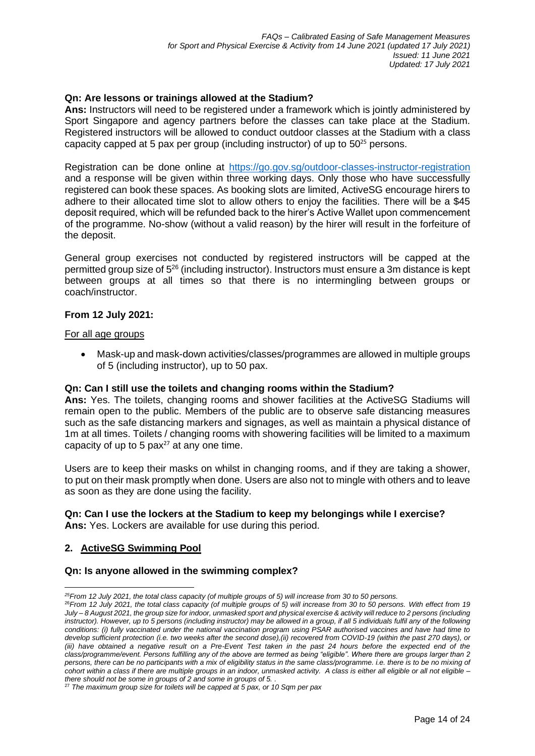**Qn: Are lessons or trainings allowed at the Stadium?**

**Ans:** Instructors will need to be registered under a framework which is jointly administered by Sport Singapore and agency partners before the classes can take place at the Stadium. Registered instructors will be allowed to conduct outdoor classes at the Stadium with a class capacity capped at 5 pax per group (including instructor) of up to 50[25] persons.

Registration can be done online at https://go.gov.sg/outdoor-classes-instructor-registration and a response will be given within three working days. Only those who have successfully registered can book these spaces. As booking slots are limited, ActiveSG encourage hirers to adhere to their allocated time slot to allow others to enjoy the facilities. There will be a $45 deposit required, which will be refunded back to the hirer's Active Wallet upon commencement of the programme. No-show (without a valid reason) by the hirer will result in the forfeiture of the deposit.

General group exercises not conducted by registered instructors will be capped at the permitted group size of 5[26] (including instructor). Instructors must ensure a 3m distance is kept between groups at all times so that there is no intermingling between groups or coach/instructor.

**From 12 July 2021:**

For all age groups

- Mask-up and mask-down activities/classes/programmes are allowed in multiple groups of 5 (including instructor), up to 50 pax.

**Qn: Can I still use the toilets and changing rooms within the Stadium?**

**Ans:** Yes. The toilets, changing rooms and shower facilities at the ActiveSG Stadiums will remain open to the public. Members of the public are to observe safe distancing measures such as the safe distancing markers and signages, as well as maintain a physical distance of 1m at all times. Toilets / changing rooms with showering facilities will be limited to a maximum capacity of up to 5 pax[27] at any one time.

Users are to keep their masks on whilst in changing rooms, and if they are taking a shower, to put on their mask promptly when done. Users are also not to mingle with others and to leave as soon as they are done using the facility.

**Qn: Can I use the lockers at the Stadium to keep my belongings while I exercise?**
**Ans:** Yes. Lockers are available for use during this period.

## 2. ActiveSG Swimming Pool

**Qn: Is anyone allowed in the swimming complex?**

---

[25] *From 12 July 2021, the total class capacity (of multiple groups of 5) will increase from 30 to 50 persons.*

[26] *From 12 July 2021, the total class capacity (of multiple groups of 5) will increase from 30 to 50 persons. With effect from 19 July – 8 August 2021, the group size for indoor, unmasked sport and physical exercise & activity will reduce to 2 persons (including instructor). However, up to 5 persons (including instructor) may be allowed in a group, if all 5 individuals fulfil any of the following conditions: (i) fully vaccinated under the national vaccination program using PSAR authorised vaccines and have had time to develop sufficient protection (i.e. two weeks after the second dose),(ii) recovered from COVID-19 (within the past 270 days), or (iii) have obtained a negative result on a Pre-Event Test taken in the past 24 hours before the expected end of the class/programme/event. Persons fulfilling any of the above are termed as being "eligible". Where there are groups larger than 2 persons, there can be no participants with a mix of eligibility status in the same class/programme. i.e. there is to be no mixing of cohort within a class if there are multiple groups in an indoor, unmasked activity. A class is either all eligible or all not eligible – there should not be some in groups of 2 and some in groups of 5. .*

[27] *The maximum group size for toilets will be capped at 5 pax, or 10 Sqm per pax*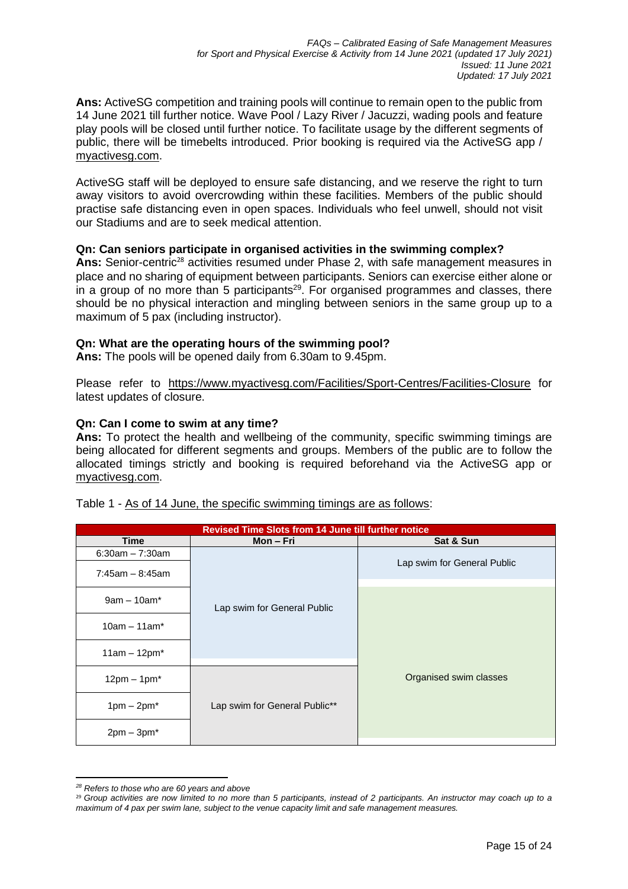**Ans:** ActiveSG competition and training pools will continue to remain open to the public from 14 June 2021 till further notice. Wave Pool / Lazy River / Jacuzzi, wading pools and feature play pools will be closed until further notice. To facilitate usage by the different segments of public, there will be timebelts introduced. Prior booking is required via the ActiveSG app / myactivesg.com.

ActiveSG staff will be deployed to ensure safe distancing, and we reserve the right to turn away visitors to avoid overcrowding within these facilities. Members of the public should practise safe distancing even in open spaces. Individuals who feel unwell, should not visit our Stadiums and are to seek medical attention.

**Qn: Can seniors participate in organised activities in the swimming complex?**

**Ans:** Senior-centric[28] activities resumed under Phase 2, with safe management measures in place and no sharing of equipment between participants. Seniors can exercise either alone or in a group of no more than 5 participants[29]. For organised programmes and classes, there should be no physical interaction and mingling between seniors in the same group up to a maximum of 5 pax (including instructor).

**Qn: What are the operating hours of the swimming pool?**

**Ans:** The pools will be opened daily from 6.30am to 9.45pm.

Please refer to https://www.myactivesg.com/Facilities/Sport-Centres/Facilities-Closure for latest updates of closure.

**Qn: Can I come to swim at any time?**

**Ans:** To protect the health and wellbeing of the community, specific swimming timings are being allocated for different segments and groups. Members of the public are to follow the allocated timings strictly and booking is required beforehand via the ActiveSG app or myactivesg.com.

Table 1 - As of 14 June, the specific swimming timings are as follows:

| Revised Time Slots from 14 June till further notice | | |
|---|---|---|
| **Time** | **Mon – Fri** | **Sat & Sun** |
| 6:30am – 7:30am | Lap swim for General Public | Lap swim for General Public |
| 7:45am – 8:45am | Lap swim for General Public | Lap swim for General Public |
| 9am – 10am* | Lap swim for General Public | Organised swim classes |
| 10am – 11am* | Lap swim for General Public | Organised swim classes |
| 11am – 12pm* | Lap swim for General Public | Organised swim classes |
| 12pm – 1pm* | Lap swim for General Public** | Organised swim classes |
| 1pm – 2pm* | Lap swim for General Public** | Organised swim classes |
| 2pm – 3pm* | Lap swim for General Public** | Organised swim classes |

[28] *Refers to those who are 60 years and above*

[29] *Group activities are now limited to no more than 5 participants, instead of 2 participants. An instructor may coach up to a maximum of 4 pax per swim lane, subject to the venue capacity limit and safe management measures.*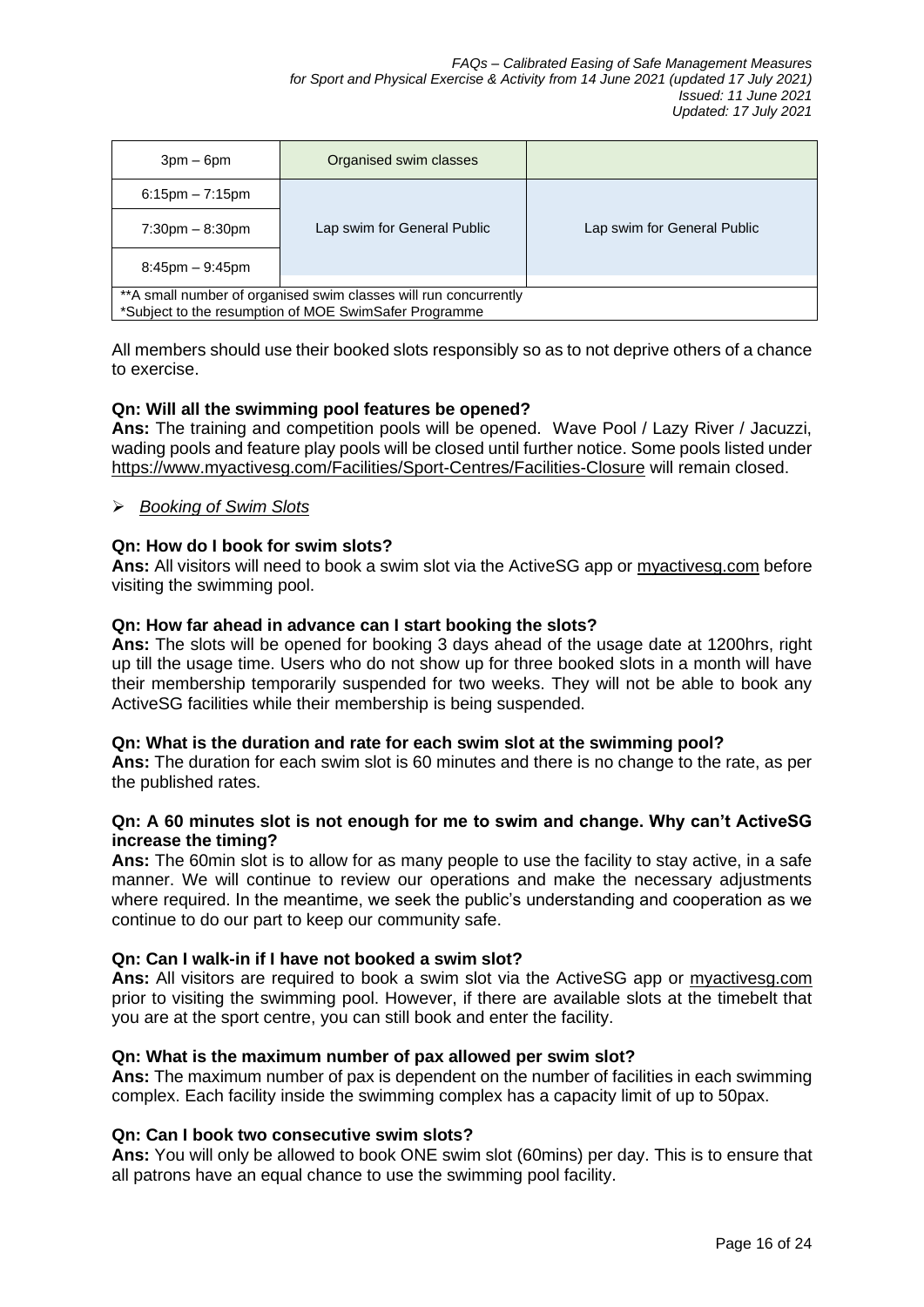| | | |
|---|---|---|
| 3pm – 6pm | Organised swim classes | |
| 6:15pm – 7:15pm | Lap swim for General Public | Lap swim for General Public |
| 7:30pm – 8:30pm | | |
| 8:45pm – 9:45pm | | |
| **A small number of organised swim classes will run concurrently<br>*Subject to the resumption of MOE SwimSafer Programme | | |

All members should use their booked slots responsibly so as to not deprive others of a chance to exercise.

**Qn: Will all the swimming pool features be opened?**
**Ans:** The training and competition pools will be opened. Wave Pool / Lazy River / Jacuzzi, wading pools and feature play pools will be closed until further notice. Some pools listed under https://www.myactivesg.com/Facilities/Sport-Centres/Facilities-Closure will remain closed.

- *Booking of Swim Slots*

**Qn: How do I book for swim slots?**
**Ans:** All visitors will need to book a swim slot via the ActiveSG app or myactivesg.com before visiting the swimming pool.

**Qn: How far ahead in advance can I start booking the slots?**
**Ans:** The slots will be opened for booking 3 days ahead of the usage date at 1200hrs, right up till the usage time. Users who do not show up for three booked slots in a month will have their membership temporarily suspended for two weeks. They will not be able to book any ActiveSG facilities while their membership is being suspended.

**Qn: What is the duration and rate for each swim slot at the swimming pool?**
**Ans:** The duration for each swim slot is 60 minutes and there is no change to the rate, as per the published rates.

**Qn: A 60 minutes slot is not enough for me to swim and change. Why can't ActiveSG increase the timing?**
**Ans:** The 60min slot is to allow for as many people to use the facility to stay active, in a safe manner. We will continue to review our operations and make the necessary adjustments where required. In the meantime, we seek the public's understanding and cooperation as we continue to do our part to keep our community safe.

**Qn: Can I walk-in if I have not booked a swim slot?**
**Ans:** All visitors are required to book a swim slot via the ActiveSG app or myactivesg.com prior to visiting the swimming pool. However, if there are available slots at the timebelt that you are at the sport centre, you can still book and enter the facility.

**Qn: What is the maximum number of pax allowed per swim slot?**
**Ans:** The maximum number of pax is dependent on the number of facilities in each swimming complex. Each facility inside the swimming complex has a capacity limit of up to 50pax.

**Qn: Can I book two consecutive swim slots?**
**Ans:** You will only be allowed to book ONE swim slot (60mins) per day. This is to ensure that all patrons have an equal chance to use the swimming pool facility.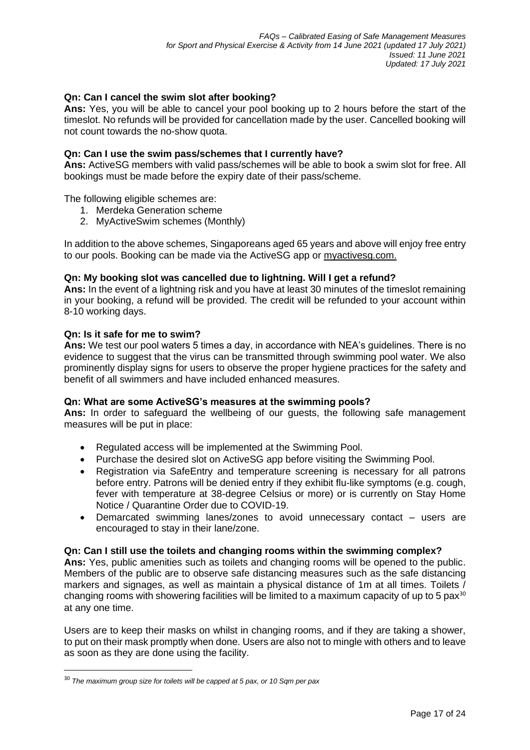**Qn: Can I cancel the swim slot after booking?**

**Ans:** Yes, you will be able to cancel your pool booking up to 2 hours before the start of the timeslot. No refunds will be provided for cancellation made by the user. Cancelled booking will not count towards the no-show quota.

**Qn: Can I use the swim pass/schemes that I currently have?**

**Ans:** ActiveSG members with valid pass/schemes will be able to book a swim slot for free. All bookings must be made before the expiry date of their pass/scheme.

The following eligible schemes are:

1. Merdeka Generation scheme
2. MyActiveSwim schemes (Monthly)

In addition to the above schemes, Singaporeans aged 65 years and above will enjoy free entry to our pools. Booking can be made via the ActiveSG app or myactivesg.com.

**Qn: My booking slot was cancelled due to lightning. Will I get a refund?**

**Ans:** In the event of a lightning risk and you have at least 30 minutes of the timeslot remaining in your booking, a refund will be provided. The credit will be refunded to your account within 8-10 working days.

**Qn: Is it safe for me to swim?**

**Ans:** We test our pool waters 5 times a day, in accordance with NEA's guidelines. There is no evidence to suggest that the virus can be transmitted through swimming pool water. We also prominently display signs for users to observe the proper hygiene practices for the safety and benefit of all swimmers and have included enhanced measures.

**Qn: What are some ActiveSG's measures at the swimming pools?**

**Ans:** In order to safeguard the wellbeing of our guests, the following safe management measures will be put in place:

- Regulated access will be implemented at the Swimming Pool.
- Purchase the desired slot on ActiveSG app before visiting the Swimming Pool.
- Registration via SafeEntry and temperature screening is necessary for all patrons before entry. Patrons will be denied entry if they exhibit flu-like symptoms (e.g. cough, fever with temperature at 38-degree Celsius or more) or is currently on Stay Home Notice / Quarantine Order due to COVID-19.
- Demarcated swimming lanes/zones to avoid unnecessary contact – users are encouraged to stay in their lane/zone.

**Qn: Can I still use the toilets and changing rooms within the swimming complex?**

**Ans:** Yes, public amenities such as toilets and changing rooms will be opened to the public. Members of the public are to observe safe distancing measures such as the safe distancing markers and signages, as well as maintain a physical distance of 1m at all times. Toilets / changing rooms with showering facilities will be limited to a maximum capacity of up to 5 pax[30] at any one time.

Users are to keep their masks on whilst in changing rooms, and if they are taking a shower, to put on their mask promptly when done. Users are also not to mingle with others and to leave as soon as they are done using the facility.

---

[30] *The maximum group size for toilets will be capped at 5 pax, or 10 Sqm per pax*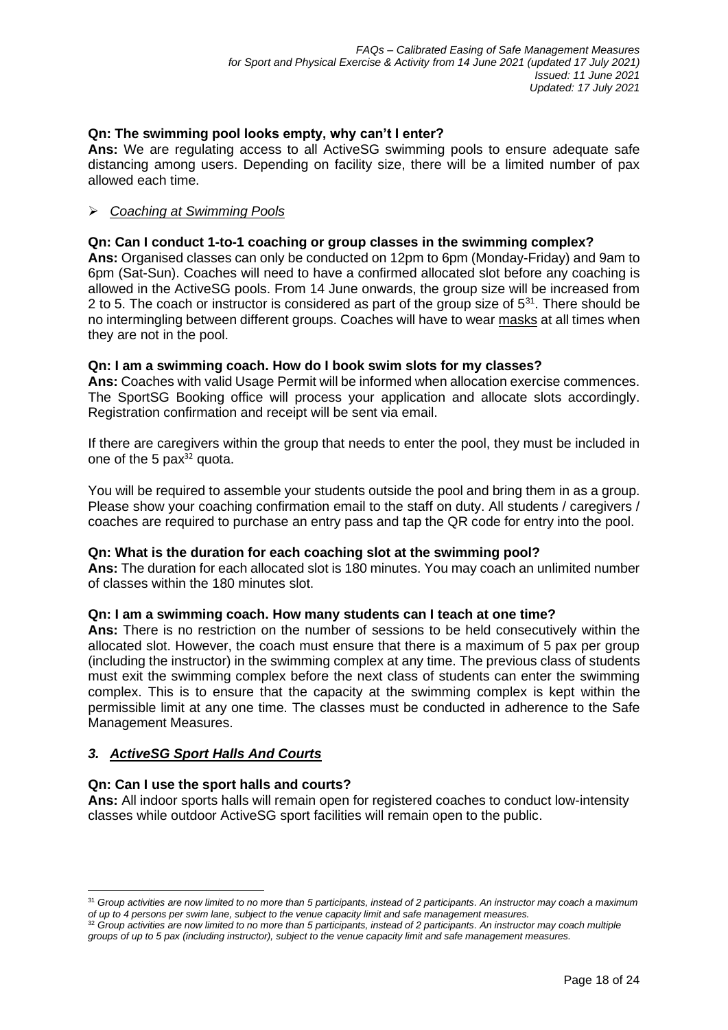**Qn: The swimming pool looks empty, why can't I enter?**
**Ans:** We are regulating access to all ActiveSG swimming pools to ensure adequate safe distancing among users. Depending on facility size, there will be a limited number of pax allowed each time.

- *Coaching at Swimming Pools*

**Qn: Can I conduct 1-to-1 coaching or group classes in the swimming complex?**
**Ans:** Organised classes can only be conducted on 12pm to 6pm (Monday-Friday) and 9am to 6pm (Sat-Sun). Coaches will need to have a confirmed allocated slot before any coaching is allowed in the ActiveSG pools. From 14 June onwards, the group size will be increased from 2 to 5. The coach or instructor is considered as part of the group size of 5[31]. There should be no intermingling between different groups. Coaches will have to wear masks at all times when they are not in the pool.

**Qn: I am a swimming coach. How do I book swim slots for my classes?**
**Ans:** Coaches with valid Usage Permit will be informed when allocation exercise commences. The SportSG Booking office will process your application and allocate slots accordingly. Registration confirmation and receipt will be sent via email.

If there are caregivers within the group that needs to enter the pool, they must be included in one of the 5 pax[32] quota.

You will be required to assemble your students outside the pool and bring them in as a group. Please show your coaching confirmation email to the staff on duty. All students / caregivers / coaches are required to purchase an entry pass and tap the QR code for entry into the pool.

**Qn: What is the duration for each coaching slot at the swimming pool?**
**Ans:** The duration for each allocated slot is 180 minutes. You may coach an unlimited number of classes within the 180 minutes slot.

**Qn: I am a swimming coach. How many students can I teach at one time?**
**Ans:** There is no restriction on the number of sessions to be held consecutively within the allocated slot. However, the coach must ensure that there is a maximum of 5 pax per group (including the instructor) in the swimming complex at any time. The previous class of students must exit the swimming complex before the next class of students can enter the swimming complex. This is to ensure that the capacity at the swimming complex is kept within the permissible limit at any one time. The classes must be conducted in adherence to the Safe Management Measures.

### *3. ActiveSG Sport Halls And Courts*

**Qn: Can I use the sport halls and courts?**
**Ans:** All indoor sports halls will remain open for registered coaches to conduct low-intensity classes while outdoor ActiveSG sport facilities will remain open to the public.

---

[31] *Group activities are now limited to no more than 5 participants, instead of 2 participants. An instructor may coach a maximum of up to 4 persons per swim lane, subject to the venue capacity limit and safe management measures.*

[32] *Group activities are now limited to no more than 5 participants, instead of 2 participants. An instructor may coach multiple groups of up to 5 pax (including instructor), subject to the venue capacity limit and safe management measures.*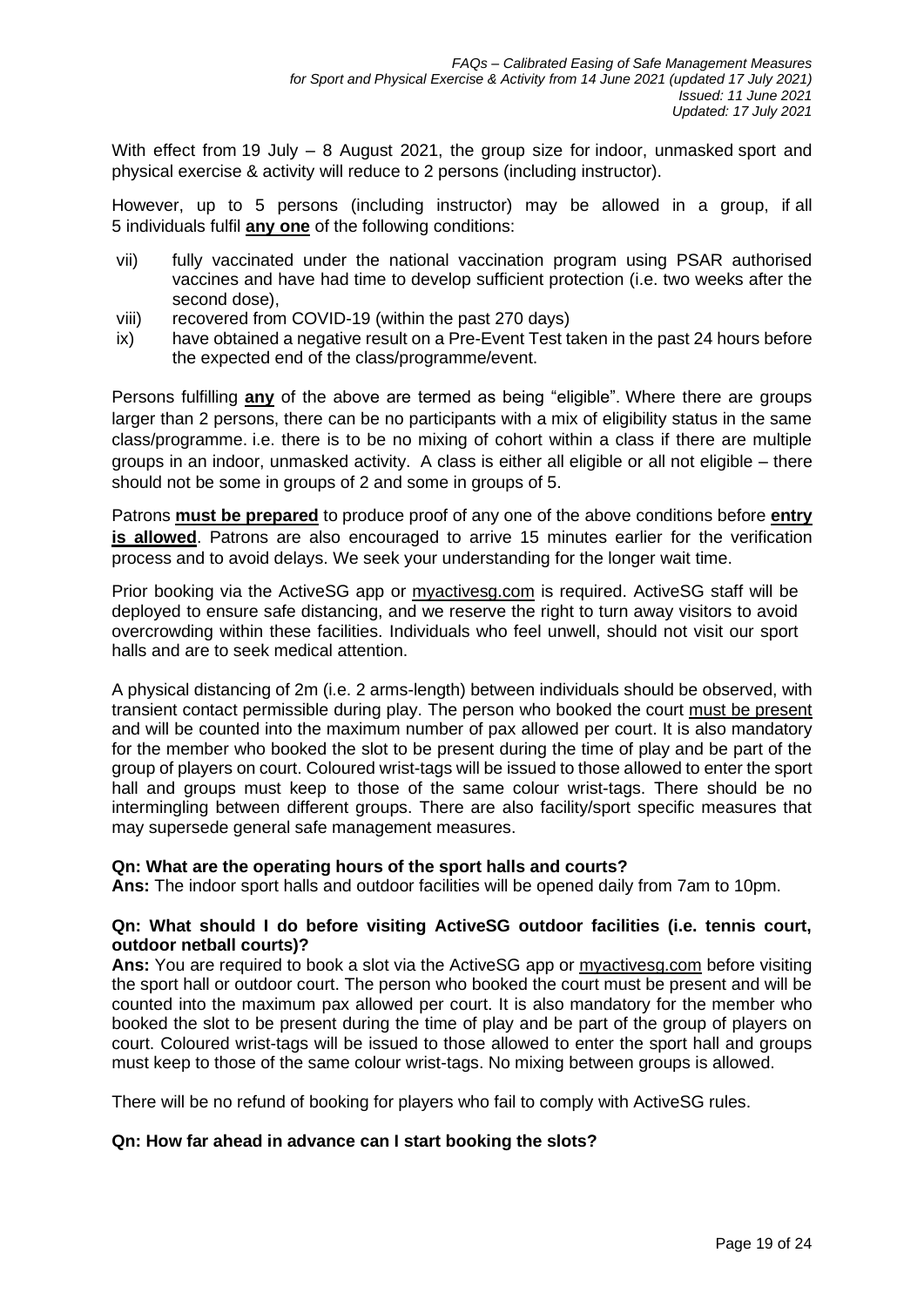With effect from 19 July – 8 August 2021, the group size for indoor, unmasked sport and physical exercise & activity will reduce to 2 persons (including instructor).

However, up to 5 persons (including instructor) may be allowed in a group, if all 5 individuals fulfil **any one** of the following conditions:

vii) fully vaccinated under the national vaccination program using PSAR authorised vaccines and have had time to develop sufficient protection (i.e. two weeks after the second dose),
viii) recovered from COVID-19 (within the past 270 days)
ix) have obtained a negative result on a Pre-Event Test taken in the past 24 hours before the expected end of the class/programme/event.

Persons fulfilling **any** of the above are termed as being "eligible". Where there are groups larger than 2 persons, there can be no participants with a mix of eligibility status in the same class/programme. i.e. there is to be no mixing of cohort within a class if there are multiple groups in an indoor, unmasked activity. A class is either all eligible or all not eligible – there should not be some in groups of 2 and some in groups of 5.

Patrons **must be prepared** to produce proof of any one of the above conditions before **entry is allowed**. Patrons are also encouraged to arrive 15 minutes earlier for the verification process and to avoid delays. We seek your understanding for the longer wait time.

Prior booking via the ActiveSG app or myactivesg.com is required. ActiveSG staff will be deployed to ensure safe distancing, and we reserve the right to turn away visitors to avoid overcrowding within these facilities. Individuals who feel unwell, should not visit our sport halls and are to seek medical attention.

A physical distancing of 2m (i.e. 2 arms-length) between individuals should be observed, with transient contact permissible during play. The person who booked the court must be present and will be counted into the maximum number of pax allowed per court. It is also mandatory for the member who booked the slot to be present during the time of play and be part of the group of players on court. Coloured wrist-tags will be issued to those allowed to enter the sport hall and groups must keep to those of the same colour wrist-tags. There should be no intermingling between different groups. There are also facility/sport specific measures that may supersede general safe management measures.

**Qn: What are the operating hours of the sport halls and courts?**
**Ans:** The indoor sport halls and outdoor facilities will be opened daily from 7am to 10pm.

**Qn: What should I do before visiting ActiveSG outdoor facilities (i.e. tennis court, outdoor netball courts)?**
**Ans:** You are required to book a slot via the ActiveSG app or myactivesg.com before visiting the sport hall or outdoor court. The person who booked the court must be present and will be counted into the maximum pax allowed per court. It is also mandatory for the member who booked the slot to be present during the time of play and be part of the group of players on court. Coloured wrist-tags will be issued to those allowed to enter the sport hall and groups must keep to those of the same colour wrist-tags. No mixing between groups is allowed.

There will be no refund of booking for players who fail to comply with ActiveSG rules.

**Qn: How far ahead in advance can I start booking the slots?**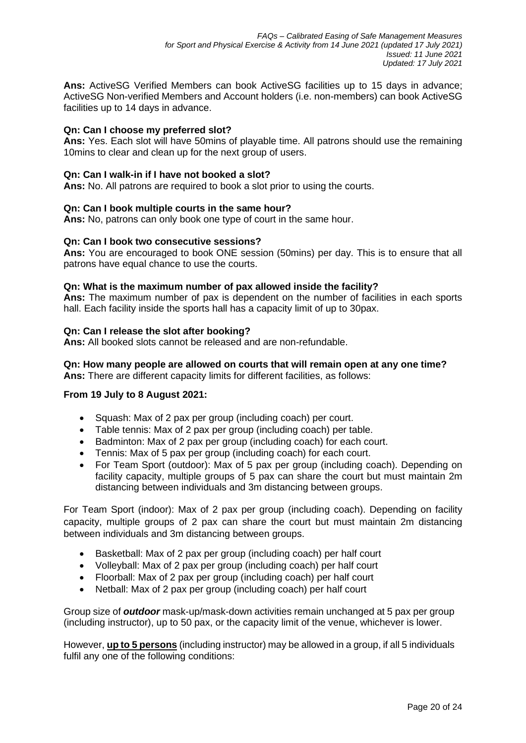**Ans:** ActiveSG Verified Members can book ActiveSG facilities up to 15 days in advance; ActiveSG Non-verified Members and Account holders (i.e. non-members) can book ActiveSG facilities up to 14 days in advance.

**Qn: Can I choose my preferred slot?**
**Ans:** Yes. Each slot will have 50mins of playable time. All patrons should use the remaining 10mins to clear and clean up for the next group of users.

**Qn: Can I walk-in if I have not booked a slot?**
**Ans:** No. All patrons are required to book a slot prior to using the courts.

**Qn: Can I book multiple courts in the same hour?**
**Ans:** No, patrons can only book one type of court in the same hour.

**Qn: Can I book two consecutive sessions?**
**Ans:** You are encouraged to book ONE session (50mins) per day. This is to ensure that all patrons have equal chance to use the courts.

**Qn: What is the maximum number of pax allowed inside the facility?**
**Ans:** The maximum number of pax is dependent on the number of facilities in each sports hall. Each facility inside the sports hall has a capacity limit of up to 30pax.

**Qn: Can I release the slot after booking?**
**Ans:** All booked slots cannot be released and are non-refundable.

**Qn: How many people are allowed on courts that will remain open at any one time?**
**Ans:** There are different capacity limits for different facilities, as follows:

**From 19 July to 8 August 2021:**

- Squash: Max of 2 pax per group (including coach) per court.
- Table tennis: Max of 2 pax per group (including coach) per table.
- Badminton: Max of 2 pax per group (including coach) for each court.
- Tennis: Max of 5 pax per group (including coach) for each court.
- For Team Sport (outdoor): Max of 5 pax per group (including coach). Depending on facility capacity, multiple groups of 5 pax can share the court but must maintain 2m distancing between individuals and 3m distancing between groups.

For Team Sport (indoor): Max of 2 pax per group (including coach). Depending on facility capacity, multiple groups of 2 pax can share the court but must maintain 2m distancing between individuals and 3m distancing between groups.

- Basketball: Max of 2 pax per group (including coach) per half court
- Volleyball: Max of 2 pax per group (including coach) per half court
- Floorball: Max of 2 pax per group (including coach) per half court
- Netball: Max of 2 pax per group (including coach) per half court

Group size of ***outdoor*** mask-up/mask-down activities remain unchanged at 5 pax per group (including instructor), up to 50 pax, or the capacity limit of the venue, whichever is lower.

However, **up to 5 persons** (including instructor) may be allowed in a group, if all 5 individuals fulfil any one of the following conditions: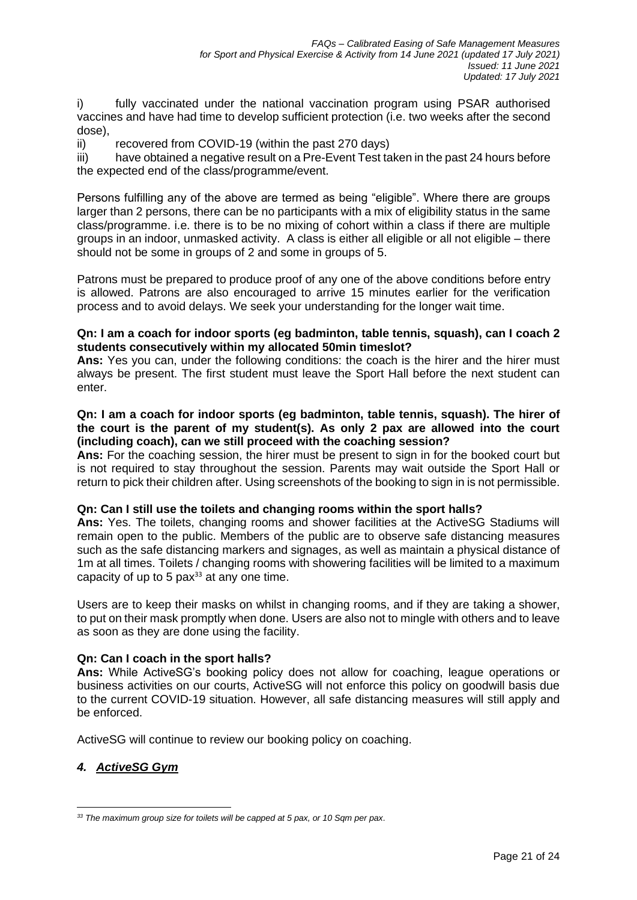i) fully vaccinated under the national vaccination program using PSAR authorised vaccines and have had time to develop sufficient protection (i.e. two weeks after the second dose),

ii) recovered from COVID-19 (within the past 270 days)

iii) have obtained a negative result on a Pre-Event Test taken in the past 24 hours before the expected end of the class/programme/event.

Persons fulfilling any of the above are termed as being "eligible". Where there are groups larger than 2 persons, there can be no participants with a mix of eligibility status in the same class/programme. i.e. there is to be no mixing of cohort within a class if there are multiple groups in an indoor, unmasked activity. A class is either all eligible or all not eligible – there should not be some in groups of 2 and some in groups of 5.

Patrons must be prepared to produce proof of any one of the above conditions before entry is allowed. Patrons are also encouraged to arrive 15 minutes earlier for the verification process and to avoid delays. We seek your understanding for the longer wait time.

**Qn: I am a coach for indoor sports (eg badminton, table tennis, squash), can I coach 2 students consecutively within my allocated 50min timeslot?**

**Ans:** Yes you can, under the following conditions: the coach is the hirer and the hirer must always be present. The first student must leave the Sport Hall before the next student can enter.

**Qn: I am a coach for indoor sports (eg badminton, table tennis, squash). The hirer of the court is the parent of my student(s). As only 2 pax are allowed into the court (including coach), can we still proceed with the coaching session?**

**Ans:** For the coaching session, the hirer must be present to sign in for the booked court but is not required to stay throughout the session. Parents may wait outside the Sport Hall or return to pick their children after. Using screenshots of the booking to sign in is not permissible.

**Qn: Can I still use the toilets and changing rooms within the sport halls?**

**Ans:** Yes. The toilets, changing rooms and shower facilities at the ActiveSG Stadiums will remain open to the public. Members of the public are to observe safe distancing measures such as the safe distancing markers and signages, as well as maintain a physical distance of 1m at all times. Toilets / changing rooms with showering facilities will be limited to a maximum capacity of up to 5 pax[33] at any one time.

Users are to keep their masks on whilst in changing rooms, and if they are taking a shower, to put on their mask promptly when done. Users are also not to mingle with others and to leave as soon as they are done using the facility.

**Qn: Can I coach in the sport halls?**

**Ans:** While ActiveSG's booking policy does not allow for coaching, league operations or business activities on our courts, ActiveSG will not enforce this policy on goodwill basis due to the current COVID-19 situation. However, all safe distancing measures will still apply and be enforced.

ActiveSG will continue to review our booking policy on coaching.

## *4. ActiveSG Gym*

*[33] The maximum group size for toilets will be capped at 5 pax, or 10 Sqm per pax.*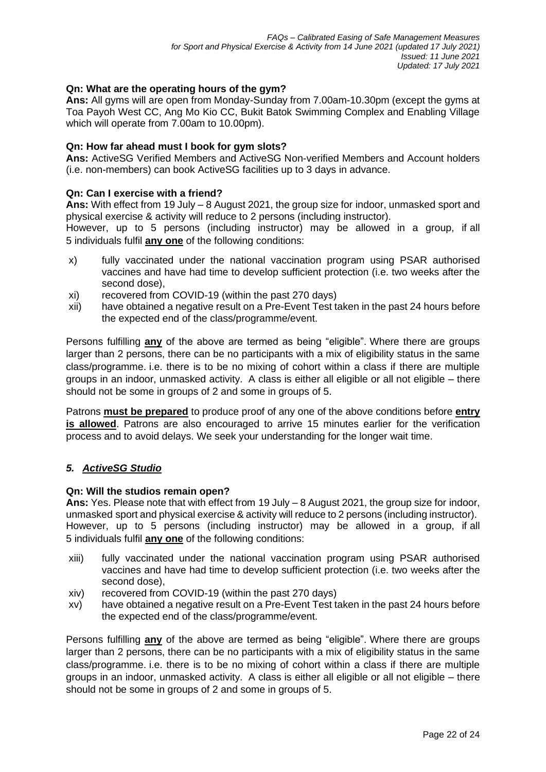**Qn: What are the operating hours of the gym?**
**Ans:** All gyms will are open from Monday-Sunday from 7.00am-10.30pm (except the gyms at Toa Payoh West CC, Ang Mo Kio CC, Bukit Batok Swimming Complex and Enabling Village which will operate from 7.00am to 10.00pm).

**Qn: How far ahead must I book for gym slots?**
**Ans:** ActiveSG Verified Members and ActiveSG Non-verified Members and Account holders (i.e. non-members) can book ActiveSG facilities up to 3 days in advance.

**Qn: Can I exercise with a friend?**
**Ans:** With effect from 19 July – 8 August 2021, the group size for indoor, unmasked sport and physical exercise & activity will reduce to 2 persons (including instructor).
However, up to 5 persons (including instructor) may be allowed in a group, if all 5 individuals fulfil **any one** of the following conditions:

x) fully vaccinated under the national vaccination program using PSAR authorised vaccines and have had time to develop sufficient protection (i.e. two weeks after the second dose),
xi) recovered from COVID-19 (within the past 270 days)
xii) have obtained a negative result on a Pre-Event Test taken in the past 24 hours before the expected end of the class/programme/event.

Persons fulfilling **any** of the above are termed as being "eligible". Where there are groups larger than 2 persons, there can be no participants with a mix of eligibility status in the same class/programme. i.e. there is to be no mixing of cohort within a class if there are multiple groups in an indoor, unmasked activity. A class is either all eligible or all not eligible – there should not be some in groups of 2 and some in groups of 5.

Patrons **must be prepared** to produce proof of any one of the above conditions before **entry is allowed**. Patrons are also encouraged to arrive 15 minutes earlier for the verification process and to avoid delays. We seek your understanding for the longer wait time.

### *5. ActiveSG Studio*

**Qn: Will the studios remain open?**
**Ans:** Yes. Please note that with effect from 19 July – 8 August 2021, the group size for indoor, unmasked sport and physical exercise & activity will reduce to 2 persons (including instructor).
However, up to 5 persons (including instructor) may be allowed in a group, if all 5 individuals fulfil **any one** of the following conditions:

xiii) fully vaccinated under the national vaccination program using PSAR authorised vaccines and have had time to develop sufficient protection (i.e. two weeks after the second dose),
xiv) recovered from COVID-19 (within the past 270 days)
xv) have obtained a negative result on a Pre-Event Test taken in the past 24 hours before the expected end of the class/programme/event.

Persons fulfilling **any** of the above are termed as being "eligible". Where there are groups larger than 2 persons, there can be no participants with a mix of eligibility status in the same class/programme. i.e. there is to be no mixing of cohort within a class if there are multiple groups in an indoor, unmasked activity. A class is either all eligible or all not eligible – there should not be some in groups of 2 and some in groups of 5.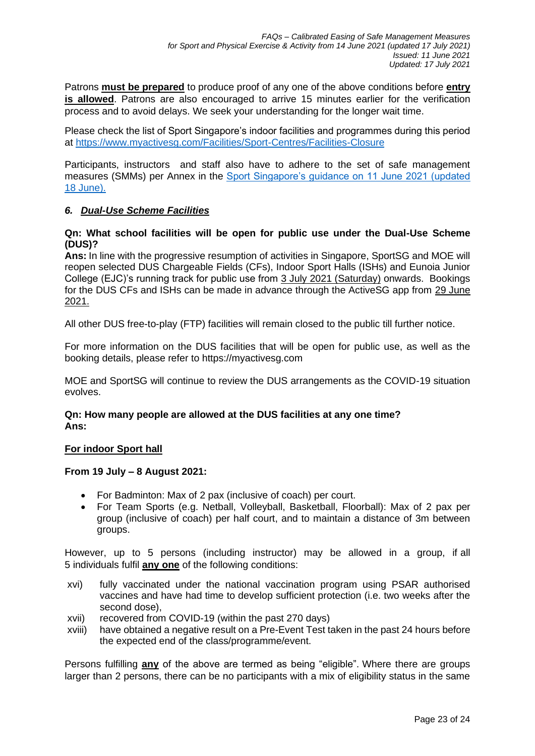Patrons **must be prepared** to produce proof of any one of the above conditions before **entry is allowed**. Patrons are also encouraged to arrive 15 minutes earlier for the verification process and to avoid delays. We seek your understanding for the longer wait time.

Please check the list of Sport Singapore's indoor facilities and programmes during this period at [https://www.myactivesg.com/Facilities/Sport-Centres/Facilities-Closure](https://www.myactivesg.com/Facilities/Sport-Centres/Facilities-Closure)

Participants, instructors and staff also have to adhere to the set of safe management measures (SMMs) per Annex in the Sport Singapore's guidance on 11 June 2021 (updated 18 June).

## *6. Dual-Use Scheme Facilities*

**Qn: What school facilities will be open for public use under the Dual-Use Scheme (DUS)?**

**Ans:** In line with the progressive resumption of activities in Singapore, SportSG and MOE will reopen selected DUS Chargeable Fields (CFs), Indoor Sport Halls (ISHs) and Eunoia Junior College (EJC)'s running track for public use from 3 July 2021 (Saturday) onwards. Bookings for the DUS CFs and ISHs can be made in advance through the ActiveSG app from 29 June 2021.

All other DUS free-to-play (FTP) facilities will remain closed to the public till further notice.

For more information on the DUS facilities that will be open for public use, as well as the booking details, please refer to https://myactivesg.com

MOE and SportSG will continue to review the DUS arrangements as the COVID-19 situation evolves.

**Qn: How many people are allowed at the DUS facilities at any one time?**
**Ans:**

**For indoor Sport hall**

**From 19 July – 8 August 2021:**

- For Badminton: Max of 2 pax (inclusive of coach) per court.
- For Team Sports (e.g. Netball, Volleyball, Basketball, Floorball): Max of 2 pax per group (inclusive of coach) per half court, and to maintain a distance of 3m between groups.

However, up to 5 persons (including instructor) may be allowed in a group, if all 5 individuals fulfil **any one** of the following conditions:

xvi) fully vaccinated under the national vaccination program using PSAR authorised vaccines and have had time to develop sufficient protection (i.e. two weeks after the second dose),

xvii) recovered from COVID-19 (within the past 270 days)

xviii) have obtained a negative result on a Pre-Event Test taken in the past 24 hours before the expected end of the class/programme/event.

Persons fulfilling **any** of the above are termed as being "eligible". Where there are groups larger than 2 persons, there can be no participants with a mix of eligibility status in the same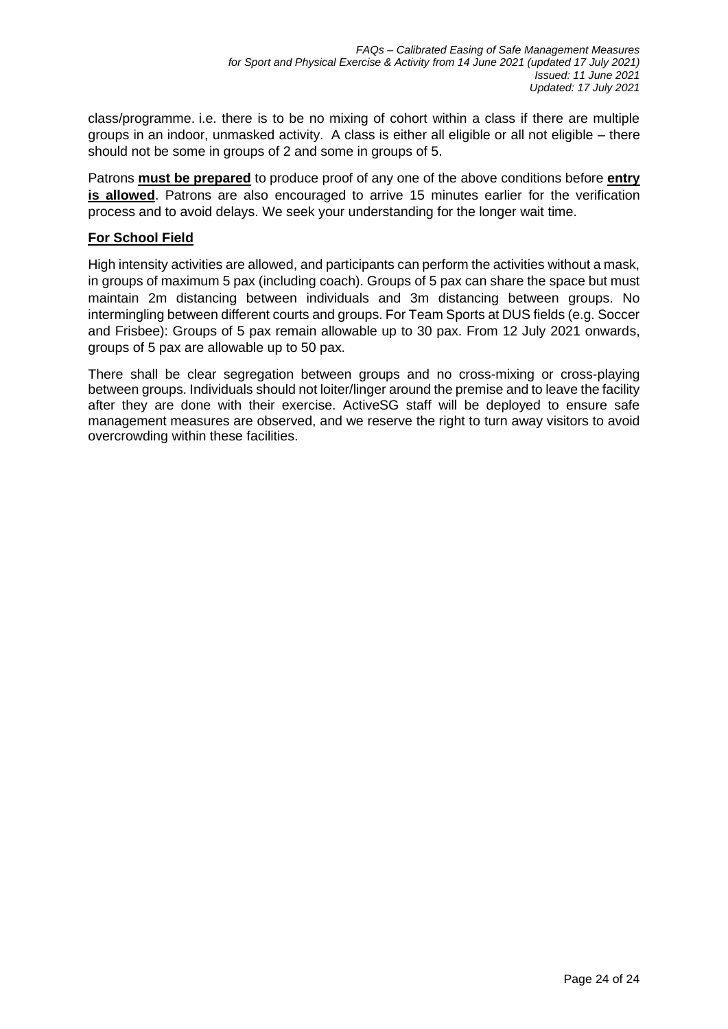class/programme. i.e. there is to be no mixing of cohort within a class if there are multiple groups in an indoor, unmasked activity. A class is either all eligible or all not eligible – there should not be some in groups of 2 and some in groups of 5.

Patrons **must be prepared** to produce proof of any one of the above conditions before **entry is allowed**. Patrons are also encouraged to arrive 15 minutes earlier for the verification process and to avoid delays. We seek your understanding for the longer wait time.

**For School Field**

High intensity activities are allowed, and participants can perform the activities without a mask, in groups of maximum 5 pax (including coach). Groups of 5 pax can share the space but must maintain 2m distancing between individuals and 3m distancing between groups. No intermingling between different courts and groups. For Team Sports at DUS fields (e.g. Soccer and Frisbee): Groups of 5 pax remain allowable up to 30 pax. From 12 July 2021 onwards, groups of 5 pax are allowable up to 50 pax.

There shall be clear segregation between groups and no cross-mixing or cross-playing between groups. Individuals should not loiter/linger around the premise and to leave the facility after they are done with their exercise. ActiveSG staff will be deployed to ensure safe management measures are observed, and we reserve the right to turn away visitors to avoid overcrowding within these facilities.